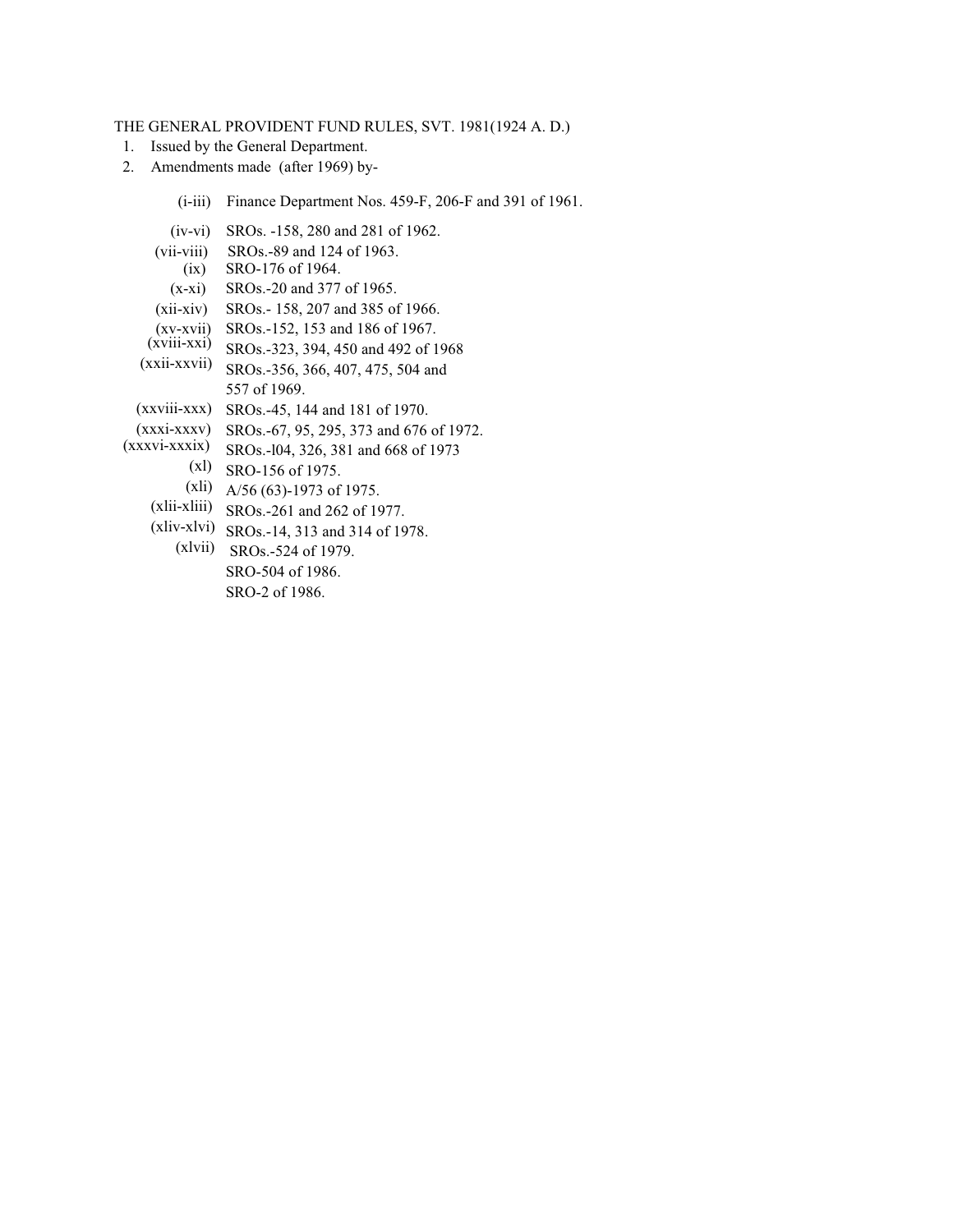THE GENERAL PROVIDENT FUND RULES, SVT. 1981(1924 A. D.)

1. Issued by the General Department.
2. Amendments made (after 1969) by-

| | |
|---|---|
| (i-iii) | Finance Department Nos. 459-F, 206-F and 391 of 1961. |
| (iv-vi) | SROs. -158, 280 and 281 of 1962. |
| (vii-viii) | SROs.-89 and 124 of 1963. |
| (ix) | SRO-176 of 1964. |
| (x-xi) | SROs.-20 and 377 of 1965. |
| (xii-xiv) | SROs.- 158, 207 and 385 of 1966. |
| (xv-xvii) | SROs.-152, 153 and 186 of 1967. |
| (xviii-xxi) | SROs.-323, 394, 450 and 492 of 1968 |
| (xxii-xxvii) | SROs.-356, 366, 407, 475, 504 and 557 of 1969. |
| (xxviii-xxx) | SROs.-45, 144 and 181 of 1970. |
| (xxxi-xxxv) | SROs.-67, 95, 295, 373 and 676 of 1972. |
| (xxxvi-xxxix) | SROs.-l04, 326, 381 and 668 of 1973 |
| (xl) | SRO-156 of 1975. |
| (xli) | A/56 (63)-1973 of 1975. |
| (xlii-xliii) | SROs.-261 and 262 of 1977. |
| (xliv-xlvi) | SROs.-14, 313 and 314 of 1978. |
| (xlvii) | SROs.-524 of 1979. |
| | SRO-504 of 1986. |
| | SRO-2 of 1986. |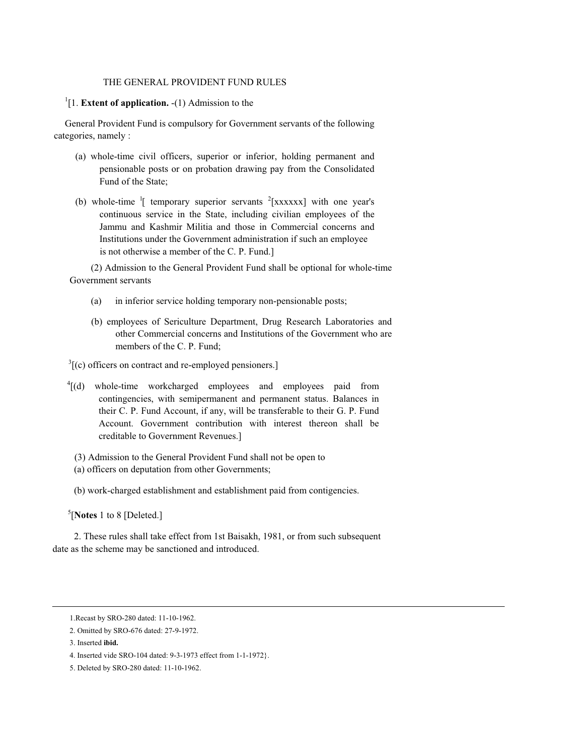THE GENERAL PROVIDENT FUND RULES

[1][1. **Extent of application.** -(1) Admission to the General Provident Fund is compulsory for Government servants of the following categories, namely :

(a) whole-time civil officers, superior or inferior, holding permanent and pensionable posts or on probation drawing pay from the Consolidated Fund of the State;

(b) whole-time [1][ temporary superior servants [2][xxxxxx] with one year's continuous service in the State, including civilian employees of the Jammu and Kashmir Militia and those in Commercial concerns and Institutions under the Government administration if such an employee is not otherwise a member of the C. P. Fund.]

(2) Admission to the General Provident Fund shall be optional for whole-time Government servants

(a) in inferior service holding temporary non-pensionable posts;

(b) employees of Sericulture Department, Drug Research Laboratories and other Commercial concerns and Institutions of the Government who are members of the C. P. Fund;

[3][(c) officers on contract and re-employed pensioners.]

[4][(d) whole-time workcharged employees and employees paid from contingencies, with semipermanent and permanent status. Balances in their C. P. Fund Account, if any, will be transferable to their G. P. Fund Account. Government contribution with interest thereon shall be creditable to Government Revenues.]

(3) Admission to the General Provident Fund shall not be open to

(a) officers on deputation from other Governments;

(b) work-charged establishment and establishment paid from contigencies.

[5][**Notes** 1 to 8 [Deleted.]

2. These rules shall take effect from 1st Baisakh, 1981, or from such subsequent date as the scheme may be sanctioned and introduced.

---

1.Recast by SRO-280 dated: 11-10-1962.

2. Omitted by SRO-676 dated: 27-9-1972.

3. Inserted **ibid.**

4. Inserted vide SRO-104 dated: 9-3-1973 effect from 1-1-1972}.

5. Deleted by SRO-280 dated: 11-10-1962.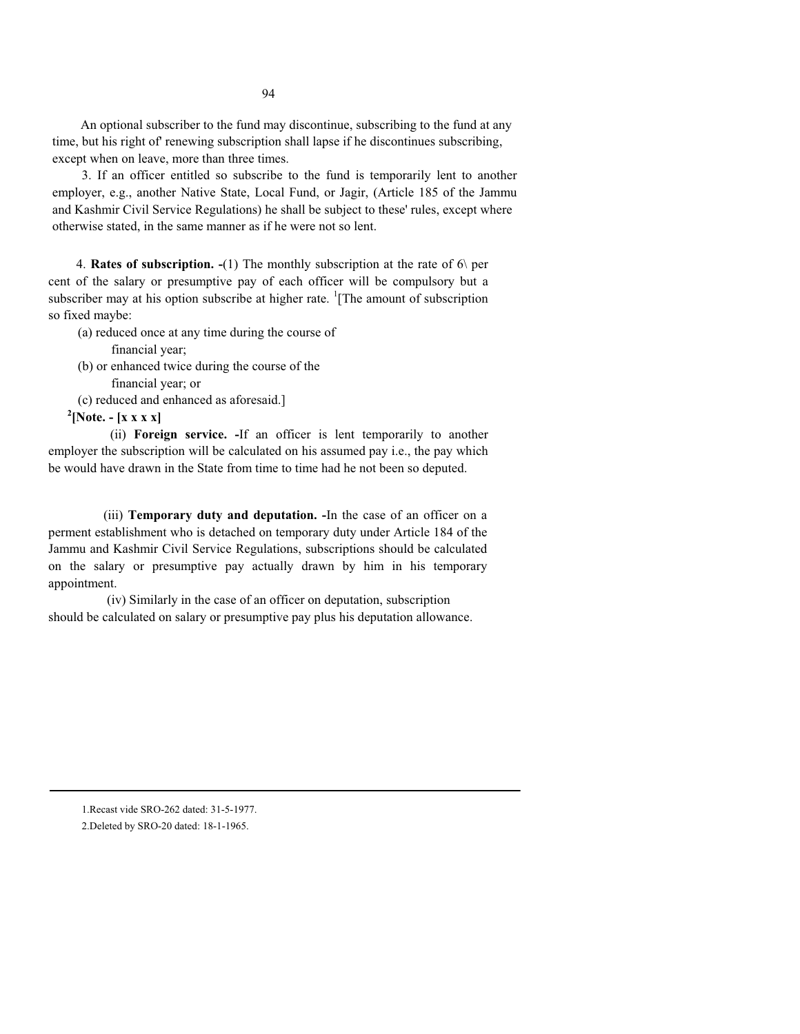An optional subscriber to the fund may discontinue, subscribing to the fund at any time, but his right of' renewing subscription shall lapse if he discontinues subscribing, except when on leave, more than three times.

3. If an officer entitled so subscribe to the fund is temporarily lent to another employer, e.g., another Native State, Local Fund, or Jagir, (Article 185 of the Jammu and Kashmir Civil Service Regulations) he shall be subject to these' rules, except where otherwise stated, in the same manner as if he were not so lent.

4. **Rates of subscription. -**(1) The monthly subscription at the rate of 6\ per cent of the salary or presumptive pay of each officer will be compulsory but a subscriber may at his option subscribe at higher rate. [1][The amount of subscription so fixed maybe:

(a) reduced once at any time during the course of financial year;

(b) or enhanced twice during the course of the financial year; or

(c) reduced and enhanced as aforesaid.]

**[2][Note. - [x x x x]**

(ii) **Foreign service. -**If an officer is lent temporarily to another employer the subscription will be calculated on his assumed pay i.e., the pay which be would have drawn in the State from time to time had he not been so deputed.

(iii) **Temporary duty and deputation. -**In the case of an officer on a perment establishment who is detached on temporary duty under Article 184 of the Jammu and Kashmir Civil Service Regulations, subscriptions should be calculated on the salary or presumptive pay actually drawn by him in his temporary appointment.

(iv) Similarly in the case of an officer on deputation, subscription should be calculated on salary or presumptive pay plus his deputation allowance.

---

1.Recast vide SRO-262 dated: 31-5-1977.

2.Deleted by SRO-20 dated: 18-1-1965.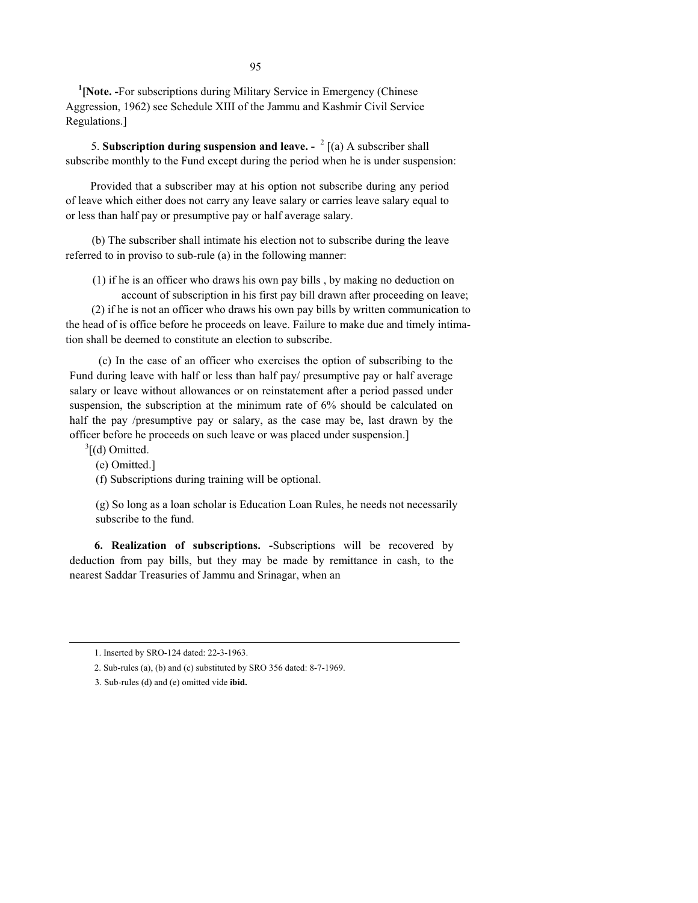[1][**Note. -**For subscriptions during Military Service in Emergency (Chinese Aggression, 1962) see Schedule XIII of the Jammu and Kashmir Civil Service Regulations.]

5. **Subscription during suspension and leave. -** [2][(a) A subscriber shall subscribe monthly to the Fund except during the period when he is under suspension:

Provided that a subscriber may at his option not subscribe during any period of leave which either does not carry any leave salary or carries leave salary equal to or less than half pay or presumptive pay or half average salary.

(b) The subscriber shall intimate his election not to subscribe during the leave referred to in proviso to sub-rule (a) in the following manner:

(1) if he is an officer who draws his own pay bills , by making no deduction on account of subscription in his first pay bill drawn after proceeding on leave;

(2) if he is not an officer who draws his own pay bills by written communication to the head of is office before he proceeds on leave. Failure to make due and timely intimation shall be deemed to constitute an election to subscribe.

(c) In the case of an officer who exercises the option of subscribing to the Fund during leave with half or less than half pay/ presumptive pay or half average salary or leave without allowances or on reinstatement after a period passed under suspension, the subscription at the minimum rate of 6% should be calculated on half the pay /presumptive pay or salary, as the case may be, last drawn by the officer before he proceeds on such leave or was placed under suspension.]

[3][(d) Omitted.

(e) Omitted.]

(f) Subscriptions during training will be optional.

(g) So long as a loan scholar is Education Loan Rules, he needs not necessarily subscribe to the fund.

**6. Realization of subscriptions. -**Subscriptions will be recovered by deduction from pay bills, but they may be made by remittance in cash, to the nearest Saddar Treasuries of Jammu and Srinagar, when an

---

1. Inserted by SRO-124 dated: 22-3-1963.
2. Sub-rules (a), (b) and (c) substituted by SRO 356 dated: 8-7-1969.
3. Sub-rules (d) and (e) omitted vide **ibid.**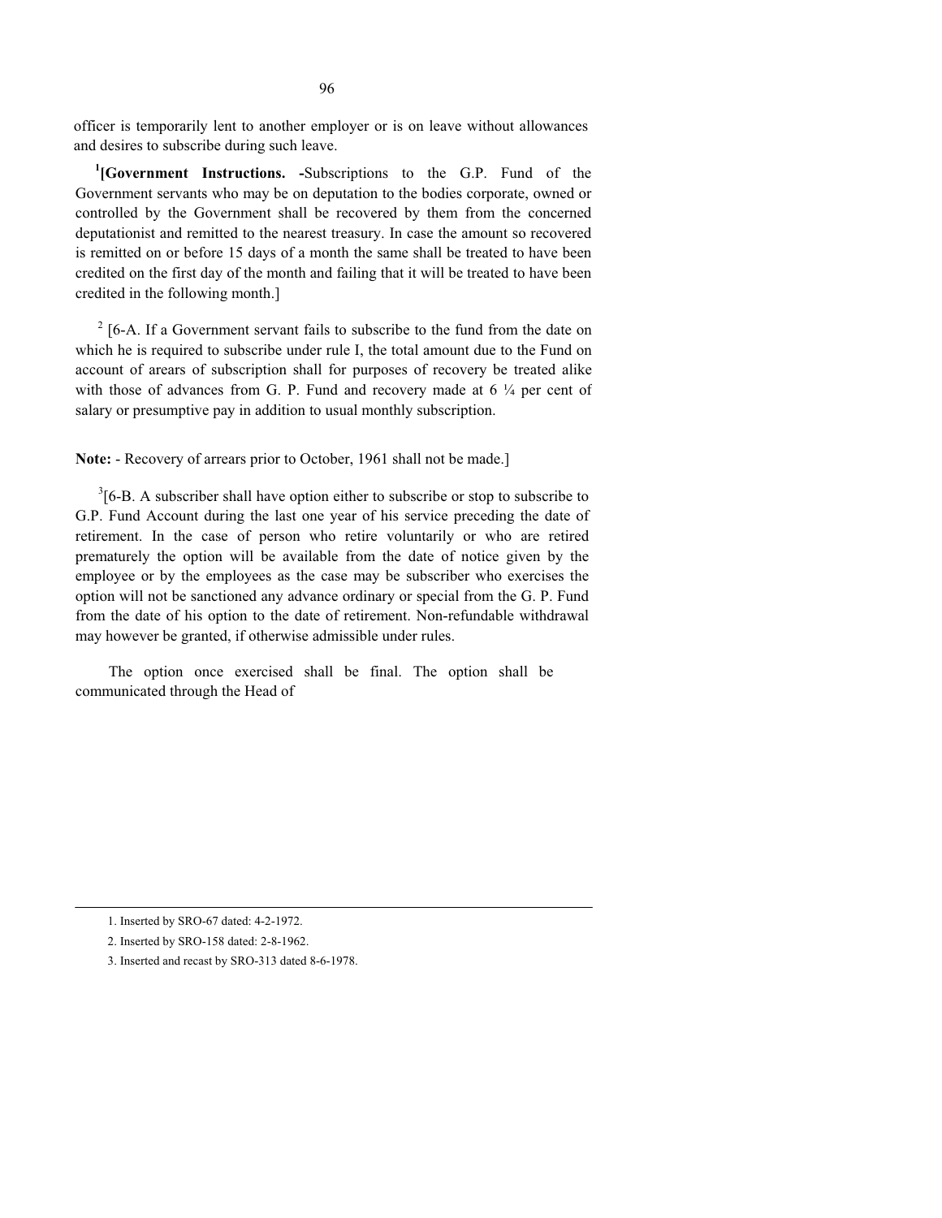officer is temporarily lent to another employer or is on leave without allowances and desires to subscribe during such leave.

[1][**Government Instructions. -**Subscriptions to the G.P. Fund of the Government servants who may be on deputation to the bodies corporate, owned or controlled by the Government shall be recovered by them from the concerned deputationist and remitted to the nearest treasury. In case the amount so recovered is remitted on or before 15 days of a month the same shall be treated to have been credited on the first day of the month and failing that it will be treated to have been credited in the following month.]

[2] [6-A. If a Government servant fails to subscribe to the fund from the date on which he is required to subscribe under rule I, the total amount due to the Fund on account of arears of subscription shall for purposes of recovery be treated alike with those of advances from G. P. Fund and recovery made at 6 ¼ per cent of salary or presumptive pay in addition to usual monthly subscription.

**Note:** - Recovery of arrears prior to October, 1961 shall not be made.]

[3][6-B. A subscriber shall have option either to subscribe or stop to subscribe to G.P. Fund Account during the last one year of his service preceding the date of retirement. In the case of person who retire voluntarily or who are retired prematurely the option will be available from the date of notice given by the employee or by the employees as the case may be subscriber who exercises the option will not be sanctioned any advance ordinary or special from the G. P. Fund from the date of his option to the date of retirement. Non-refundable withdrawal may however be granted, if otherwise admissible under rules.

The option once exercised shall be final. The option shall be communicated through the Head of

---

1. Inserted by SRO-67 dated: 4-2-1972.
2. Inserted by SRO-158 dated: 2-8-1962.
3. Inserted and recast by SRO-313 dated 8-6-1978.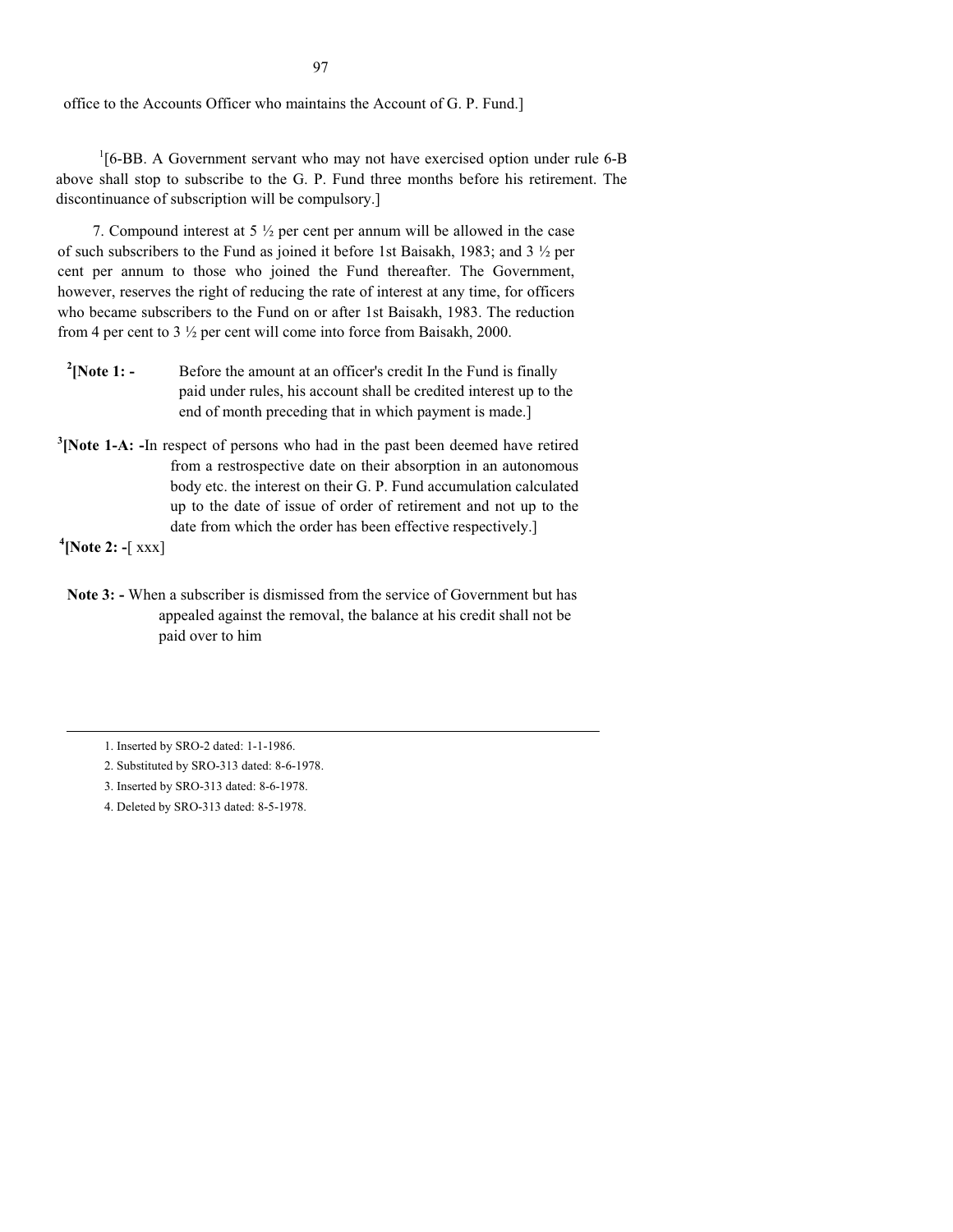office to the Accounts Officer who maintains the Account of G. P. Fund.]

[1][6-BB. A Government servant who may not have exercised option under rule 6-B above shall stop to subscribe to the G. P. Fund three months before his retirement. The discontinuance of subscription will be compulsory.]

7. Compound interest at 5 ½ per cent per annum will be allowed in the case of such subscribers to the Fund as joined it before 1st Baisakh, 1983; and 3 ½ per cent per annum to those who joined the Fund thereafter. The Government, however, reserves the right of reducing the rate of interest at any time, for officers who became subscribers to the Fund on or after 1st Baisakh, 1983. The reduction from 4 per cent to 3 ½ per cent will come into force from Baisakh, 2000.

[2]**[Note 1: -** Before the amount at an officer's credit In the Fund is finally paid under rules, his account shall be credited interest up to the end of month preceding that in which payment is made.]

[3]**[Note 1-A: -**In respect of persons who had in the past been deemed have retired from a restrospective date on their absorption in an autonomous body etc. the interest on their G. P. Fund accumulation calculated up to the date of issue of order of retirement and not up to the date from which the order has been effective respectively.]

[4]**[Note 2: -**[ xxx]

**Note 3: -** When a subscriber is dismissed from the service of Government but has appealed against the removal, the balance at his credit shall not be paid over to him

---

1. Inserted by SRO-2 dated: 1-1-1986.
2. Substituted by SRO-313 dated: 8-6-1978.
3. Inserted by SRO-313 dated: 8-6-1978.
4. Deleted by SRO-313 dated: 8-5-1978.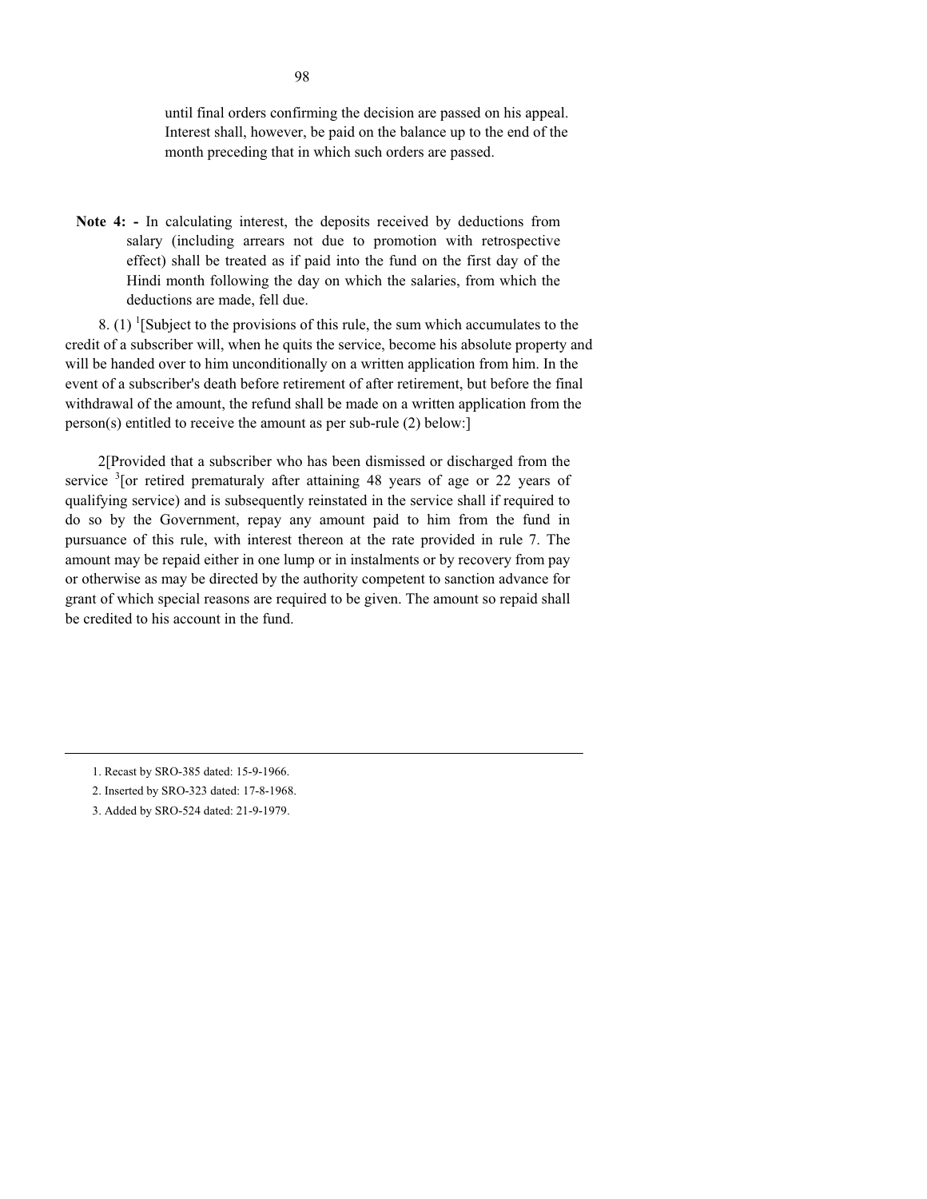until final orders confirming the decision are passed on his appeal. Interest shall, however, be paid on the balance up to the end of the month preceding that in which such orders are passed.

**Note 4: -** In calculating interest, the deposits received by deductions from salary (including arrears not due to promotion with retrospective effect) shall be treated as if paid into the fund on the first day of the Hindi month following the day on which the salaries, from which the deductions are made, fell due.

8. (1) [1][Subject to the provisions of this rule, the sum which accumulates to the credit of a subscriber will, when he quits the service, become his absolute property and will be handed over to him unconditionally on a written application from him. In the event of a subscriber's death before retirement of after retirement, but before the final withdrawal of the amount, the refund shall be made on a written application from the person(s) entitled to receive the amount as per sub-rule (2) below:]

2[Provided that a subscriber who has been dismissed or discharged from the service [3][or retired prematuraly after attaining 48 years of age or 22 years of qualifying service) and is subsequently reinstated in the service shall if required to do so by the Government, repay any amount paid to him from the fund in pursuance of this rule, with interest thereon at the rate provided in rule 7. The amount may be repaid either in one lump or in instalments or by recovery from pay or otherwise as may be directed by the authority competent to sanction advance for grant of which special reasons are required to be given. The amount so repaid shall be credited to his account in the fund.

---

1. Recast by SRO-385 dated: 15-9-1966.
2. Inserted by SRO-323 dated: 17-8-1968.
3. Added by SRO-524 dated: 21-9-1979.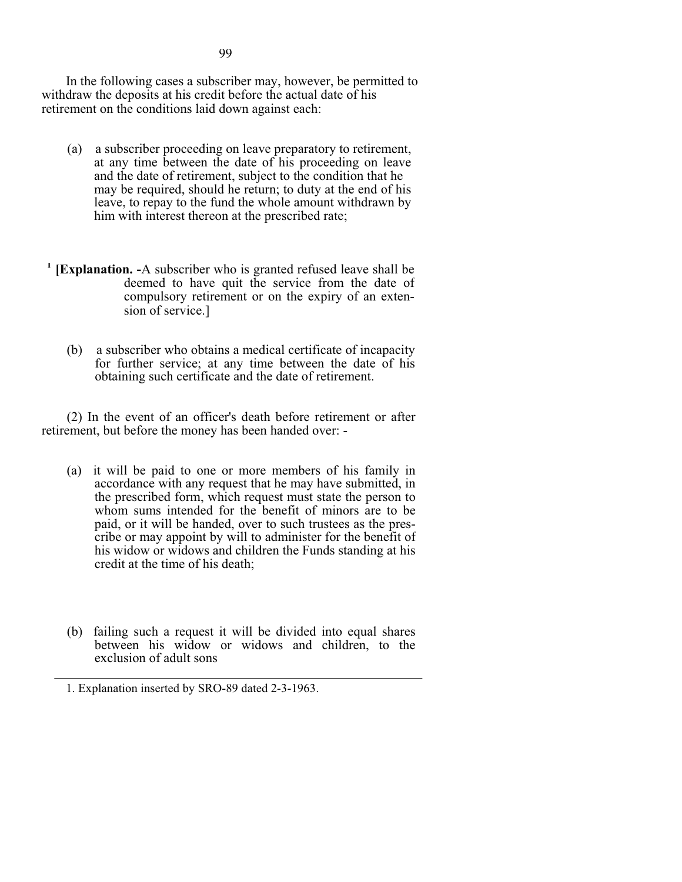In the following cases a subscriber may, however, be permitted to withdraw the deposits at his credit before the actual date of his retirement on the conditions laid down against each:

(a) a subscriber proceeding on leave preparatory to retirement, at any time between the date of his proceeding on leave and the date of retirement, subject to the condition that he may be required, should he return; to duty at the end of his leave, to repay to the fund the whole amount withdrawn by him with interest thereon at the prescribed rate;

[1] **[Explanation. -**A subscriber who is granted refused leave shall be deemed to have quit the service from the date of compulsory retirement or on the expiry of an extension of service.]

(b) a subscriber who obtains a medical certificate of incapacity for further service; at any time between the date of his obtaining such certificate and the date of retirement.

(2) In the event of an officer's death before retirement or after retirement, but before the money has been handed over: -

(a) it will be paid to one or more members of his family in accordance with any request that he may have submitted, in the prescribed form, which request must state the person to whom sums intended for the benefit of minors are to be paid, or it will be handed, over to such trustees as the prescribe or may appoint by will to administer for the benefit of his widow or widows and children the Funds standing at his credit at the time of his death;

(b) failing such a request it will be divided into equal shares between his widow or widows and children, to the exclusion of adult sons

---

1. Explanation inserted by SRO-89 dated 2-3-1963.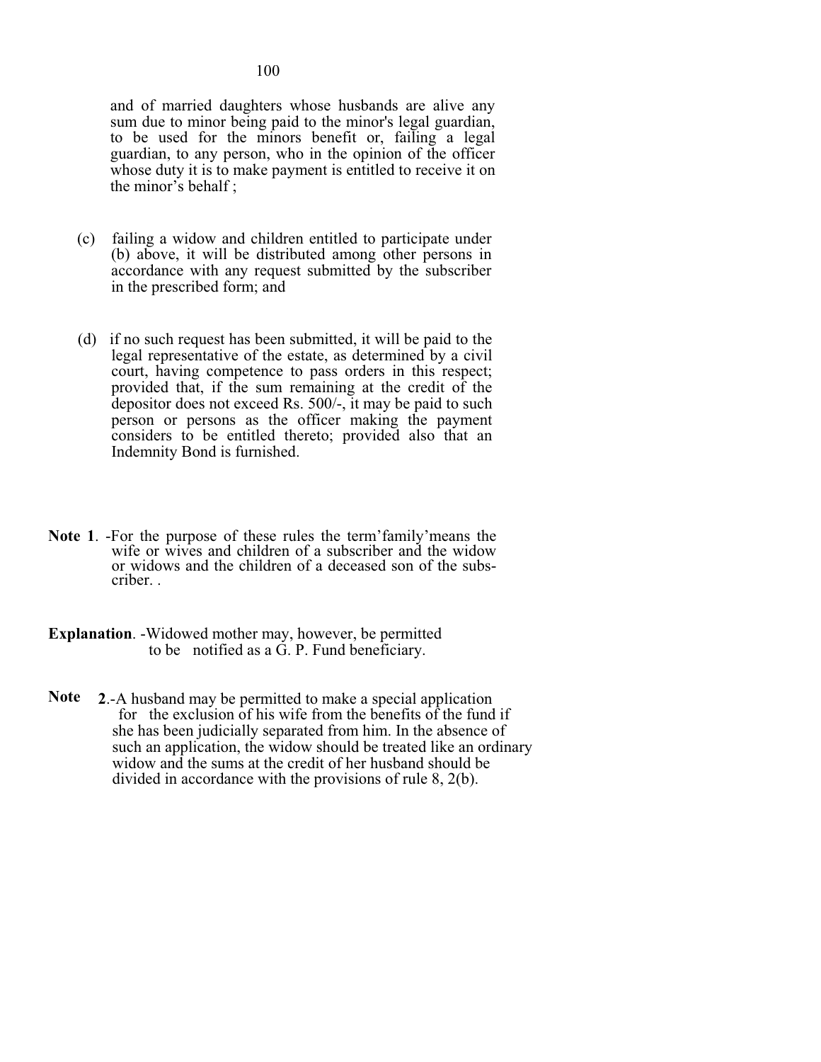and of married daughters whose husbands are alive any sum due to minor being paid to the minor's legal guardian, to be used for the minors benefit or, failing a legal guardian, to any person, who in the opinion of the officer whose duty it is to make payment is entitled to receive it on the minor's behalf ;

(c) failing a widow and children entitled to participate under (b) above, it will be distributed among other persons in accordance with any request submitted by the subscriber in the prescribed form; and

(d) if no such request has been submitted, it will be paid to the legal representative of the estate, as determined by a civil court, having competence to pass orders in this respect; provided that, if the sum remaining at the credit of the depositor does not exceed Rs. 500/-, it may be paid to such person or persons as the officer making the payment considers to be entitled thereto; provided also that an Indemnity Bond is furnished.

**Note 1**. -For the purpose of these rules the term'family'means the wife or wives and children of a subscriber and the widow or widows and the children of a deceased son of the subscriber. .

**Explanation**. -Widowed mother may, however, be permitted to be notified as a G. P. Fund beneficiary.

**Note 2**.-A husband may be permitted to make a special application for the exclusion of his wife from the benefits of the fund if she has been judicially separated from him. In the absence of such an application, the widow should be treated like an ordinary widow and the sums at the credit of her husband should be divided in accordance with the provisions of rule 8, 2(b).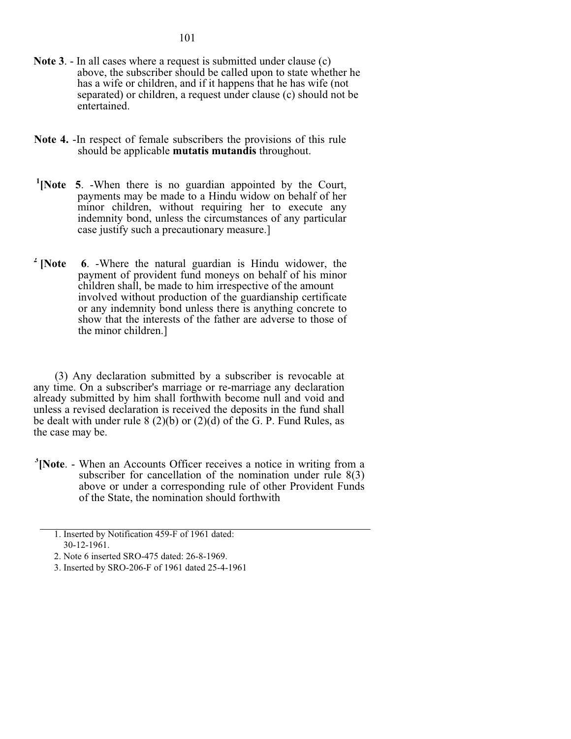**Note 3**. - In all cases where a request is submitted under clause (c) above, the subscriber should be called upon to state whether he has a wife or children, and if it happens that he has wife (not separated) or children, a request under clause (c) should not be entertained.

**Note 4.** -In respect of female subscribers the provisions of this rule should be applicable **mutatis mutandis** throughout.

[1]**[Note 5**. -When there is no guardian appointed by the Court, payments may be made to a Hindu widow on behalf of her minor children, without requiring her to execute any indemnity bond, unless the circumstances of any particular case justify such a precautionary measure.]

[2] **[Note 6**. -Where the natural guardian is Hindu widower, the payment of provident fund moneys on behalf of his minor children shall, be made to him irrespective of the amount involved without production of the guardianship certificate or any indemnity bond unless there is anything concrete to show that the interests of the father are adverse to those of the minor children.]

(3) Any declaration submitted by a subscriber is revocable at any time. On a subscriber's marriage or re-marriage any declaration already submitted by him shall forthwith become null and void and unless a revised declaration is received the deposits in the fund shall be dealt with under rule 8 (2)(b) or (2)(d) of the G. P. Fund Rules, as the case may be.

[3]**[Note**. - When an Accounts Officer receives a notice in writing from a subscriber for cancellation of the nomination under rule 8(3) above or under a corresponding rule of other Provident Funds of the State, the nomination should forthwith

---

1. Inserted by Notification 459-F of 1961 dated: 30-12-1961.
2. Note 6 inserted SRO-475 dated: 26-8-1969.
3. Inserted by SRO-206-F of 1961 dated 25-4-1961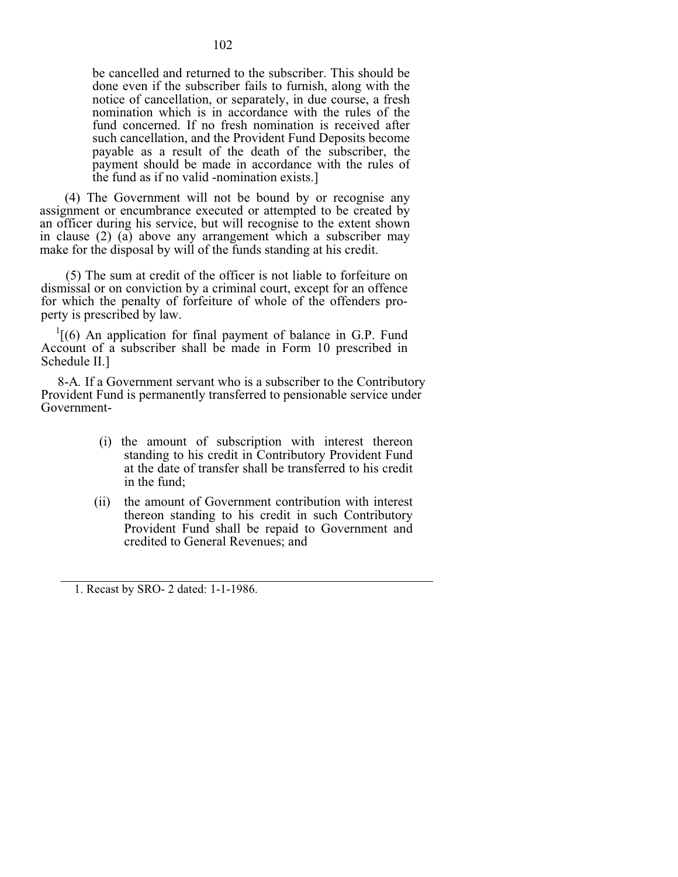be cancelled and returned to the subscriber. This should be done even if the subscriber fails to furnish, along with the notice of cancellation, or separately, in due course, a fresh nomination which is in accordance with the rules of the fund concerned. If no fresh nomination is received after such cancellation, and the Provident Fund Deposits become payable as a result of the death of the subscriber, the payment should be made in accordance with the rules of the fund as if no valid -nomination exists.]

(4) The Government will not be bound by or recognise any assignment or encumbrance executed or attempted to be created by an officer during his service, but will recognise to the extent shown in clause (2) (a) above any arrangement which a subscriber may make for the disposal by will of the funds standing at his credit.

(5) The sum at credit of the officer is not liable to forfeiture on dismissal or on conviction by a criminal court, except for an offence for which the penalty of forfeiture of whole of the offenders property is prescribed by law.

[1][(6) An application for final payment of balance in G.P. Fund Account of a subscriber shall be made in Form 10 prescribed in Schedule II.]

8-A. If a Government servant who is a subscriber to the Contributory Provident Fund is permanently transferred to pensionable service under Government-

(i) the amount of subscription with interest thereon standing to his credit in Contributory Provident Fund at the date of transfer shall be transferred to his credit in the fund;

(ii) the amount of Government contribution with interest thereon standing to his credit in such Contributory Provident Fund shall be repaid to Government and credited to General Revenues; and

---

1. Recast by SRO- 2 dated: 1-1-1986.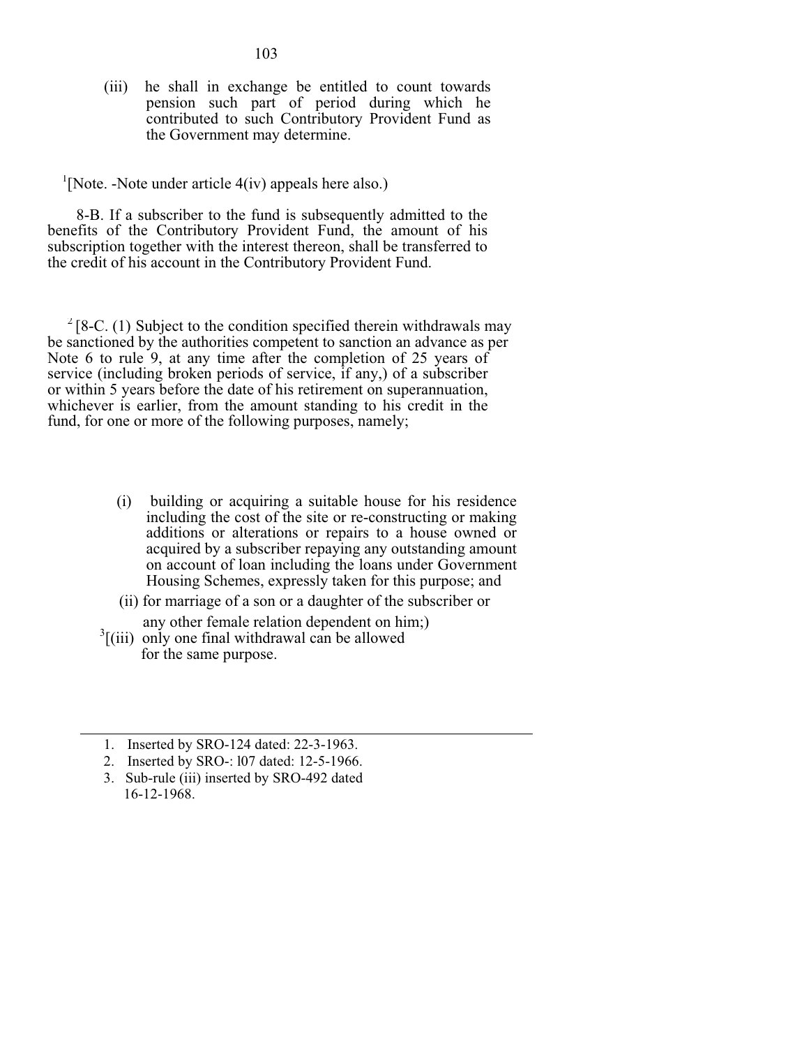(iii) he shall in exchange be entitled to count towards pension such part of period during which he contributed to such Contributory Provident Fund as the Government may determine.

[1][Note. -Note under article 4(iv) appeals here also.)

8-B. If a subscriber to the fund is subsequently admitted to the benefits of the Contributory Provident Fund, the amount of his subscription together with the interest thereon, shall be transferred to the credit of his account in the Contributory Provident Fund.

[2][8-C. (1) Subject to the condition specified therein withdrawals may be sanctioned by the authorities competent to sanction an advance as per Note 6 to rule 9, at any time after the completion of 25 years of service (including broken periods of service, if any,) of a subscriber or within 5 years before the date of his retirement on superannuation, whichever is earlier, from the amount standing to his credit in the fund, for one or more of the following purposes, namely;

(i) building or acquiring a suitable house for his residence including the cost of the site or re-constructing or making additions or alterations or repairs to a house owned or acquired by a subscriber repaying any outstanding amount on account of loan including the loans under Government Housing Schemes, expressly taken for this purpose; and

(ii) for marriage of a son or a daughter of the subscriber or any other female relation dependent on him;)

[3][(iii) only one final withdrawal can be allowed for the same purpose.

---

1. Inserted by SRO-124 dated: 22-3-1963.
2. Inserted by SRO-: l07 dated: 12-5-1966.
3. Sub-rule (iii) inserted by SRO-492 dated 16-12-1968.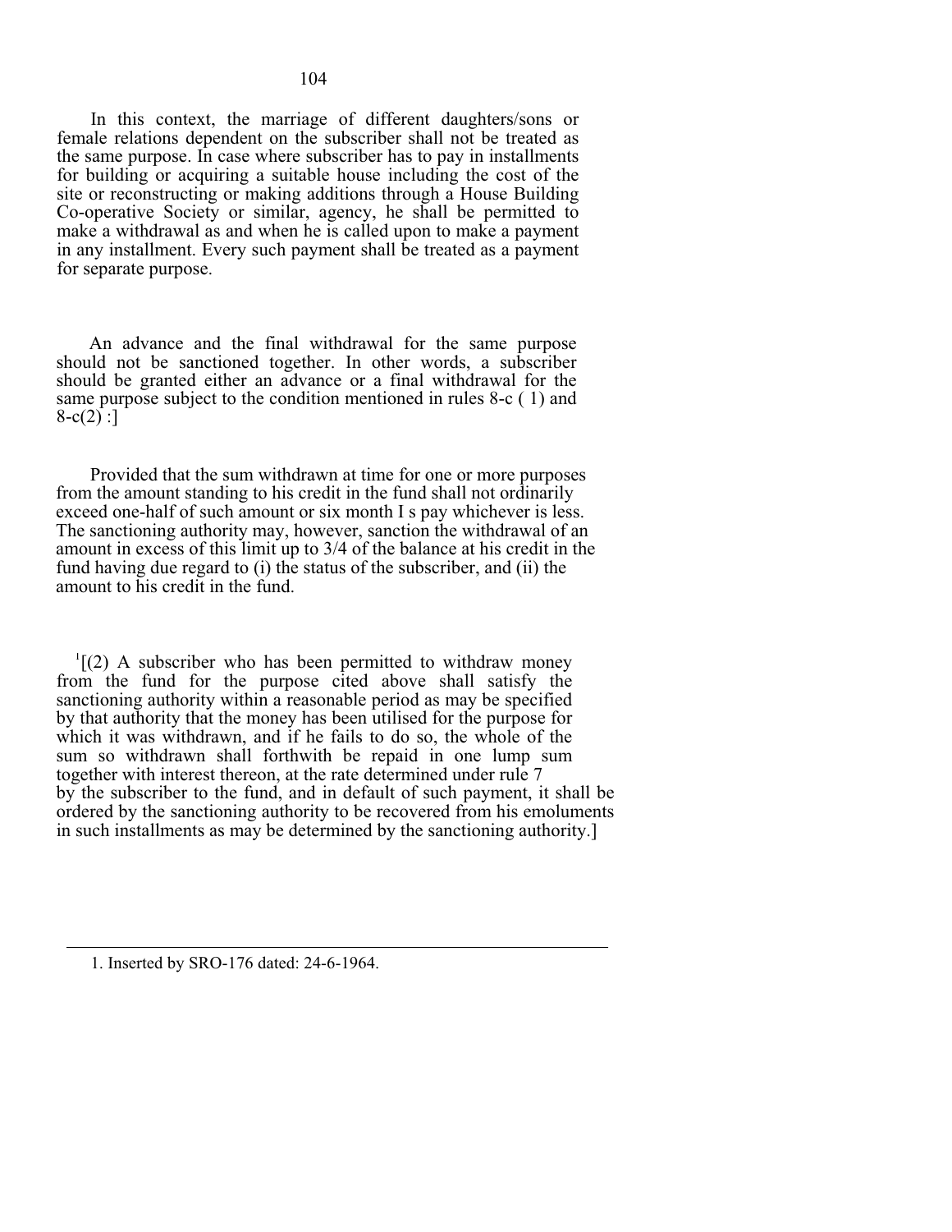In this context, the marriage of different daughters/sons or female relations dependent on the subscriber shall not be treated as the same purpose. In case where subscriber has to pay in installments for building or acquiring a suitable house including the cost of the site or reconstructing or making additions through a House Building Co-operative Society or similar, agency, he shall be permitted to make a withdrawal as and when he is called upon to make a payment in any installment. Every such payment shall be treated as a payment for separate purpose.

An advance and the final withdrawal for the same purpose should not be sanctioned together. In other words, a subscriber should be granted either an advance or a final withdrawal for the same purpose subject to the condition mentioned in rules 8-c ( 1) and 8-c(2) :]

Provided that the sum withdrawn at time for one or more purposes from the amount standing to his credit in the fund shall not ordinarily exceed one-half of such amount or six month I s pay whichever is less. The sanctioning authority may, however, sanction the withdrawal of an amount in excess of this limit up to 3/4 of the balance at his credit in the fund having due regard to (i) the status of the subscriber, and (ii) the amount to his credit in the fund.

[1][(2) A subscriber who has been permitted to withdraw money from the fund for the purpose cited above shall satisfy the sanctioning authority within a reasonable period as may be specified by that authority that the money has been utilised for the purpose for which it was withdrawn, and if he fails to do so, the whole of the sum so withdrawn shall forthwith be repaid in one lump sum together with interest thereon, at the rate determined under rule 7 by the subscriber to the fund, and in default of such payment, it shall be ordered by the sanctioning authority to be recovered from his emoluments in such installments as may be determined by the sanctioning authority.]

---

1. Inserted by SRO-176 dated: 24-6-1964.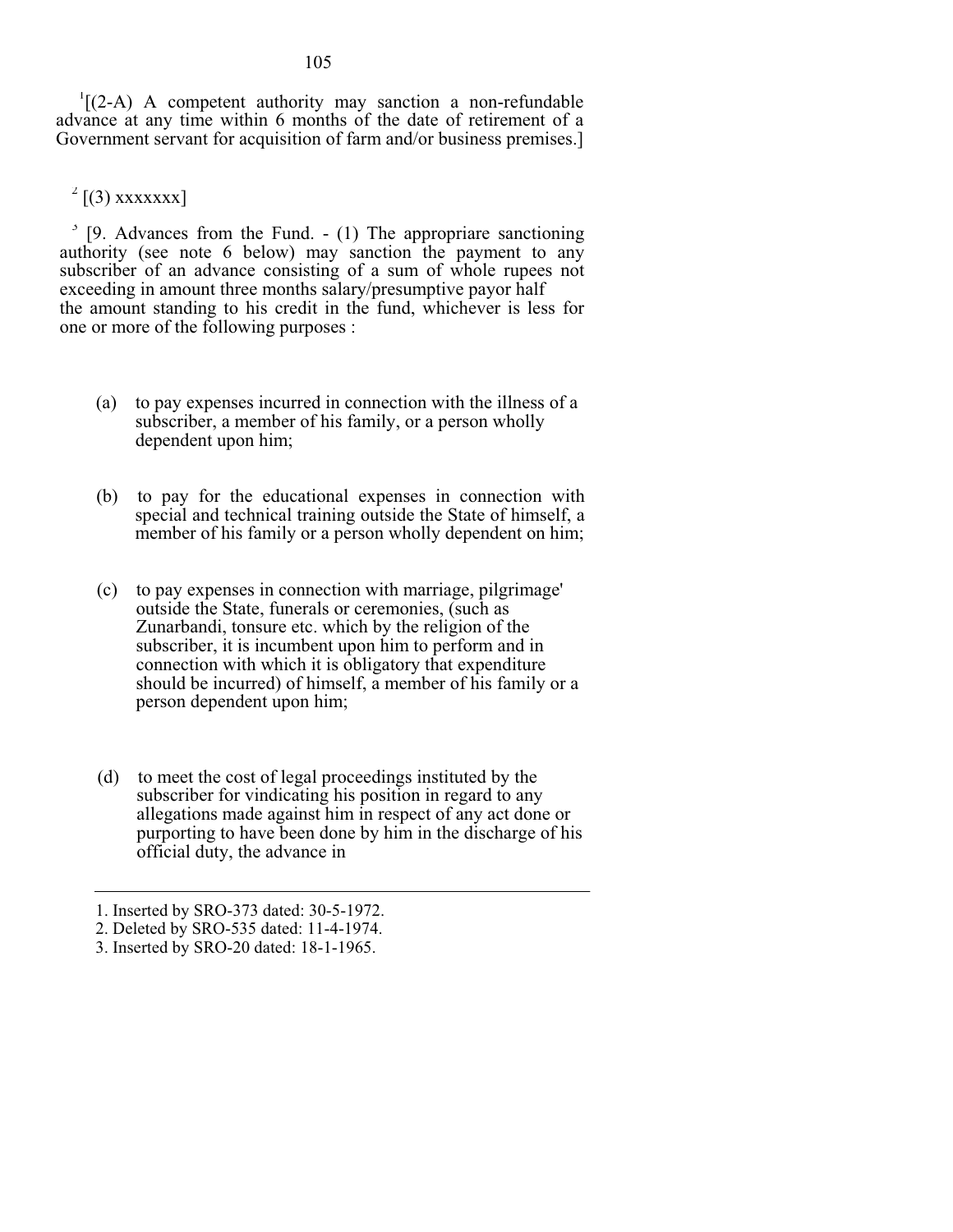[1][(2-A) A competent authority may sanction a non-refundable advance at any time within 6 months of the date of retirement of a Government servant for acquisition of farm and/or business premises.]

[2] [(3) xxxxxxx]

[3] [9. Advances from the Fund. - (1) The appropriare sanctioning authority (see note 6 below) may sanction the payment to any subscriber of an advance consisting of a sum of whole rupees not exceeding in amount three months salary/presumptive payor half the amount standing to his credit in the fund, whichever is less for one or more of the following purposes :

(a) to pay expenses incurred in connection with the illness of a subscriber, a member of his family, or a person wholly dependent upon him;

(b) to pay for the educational expenses in connection with special and technical training outside the State of himself, a member of his family or a person wholly dependent on him;

(c) to pay expenses in connection with marriage, pilgrimage' outside the State, funerals or ceremonies, (such as Zunarbandi, tonsure etc. which by the religion of the subscriber, it is incumbent upon him to perform and in connection with which it is obligatory that expenditure should be incurred) of himself, a member of his family or a person dependent upon him;

(d) to meet the cost of legal proceedings instituted by the subscriber for vindicating his position in regard to any allegations made against him in respect of any act done or purporting to have been done by him in the discharge of his official duty, the advance in

---

1. Inserted by SRO-373 dated: 30-5-1972.
2. Deleted by SRO-535 dated: 11-4-1974.
3. Inserted by SRO-20 dated: 18-1-1965.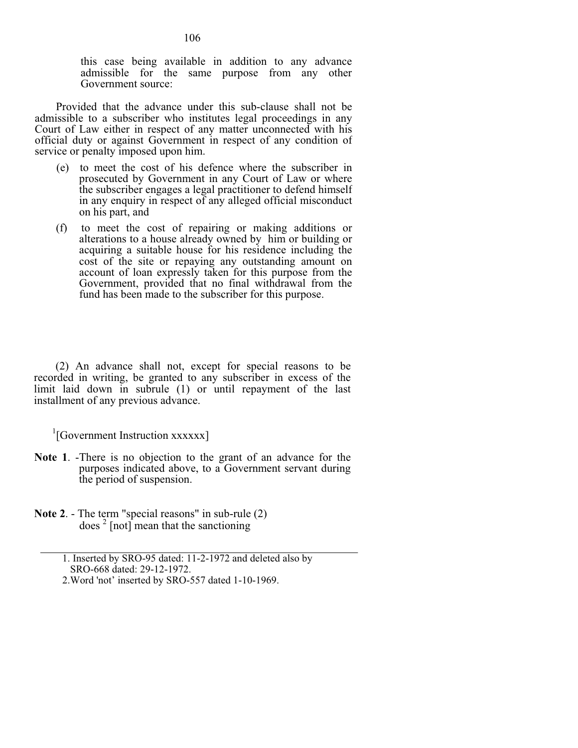this case being available in addition to any advance admissible for the same purpose from any other Government source:

Provided that the advance under this sub-clause shall not be admissible to a subscriber who institutes legal proceedings in any Court of Law either in respect of any matter unconnected with his official duty or against Government in respect of any condition of service or penalty imposed upon him.

(e) to meet the cost of his defence where the subscriber in prosecuted by Government in any Court of Law or where the subscriber engages a legal practitioner to defend himself in any enquiry in respect of any alleged official misconduct on his part, and

(f) to meet the cost of repairing or making additions or alterations to a house already owned by him or building or acquiring a suitable house for his residence including the cost of the site or repaying any outstanding amount on account of loan expressly taken for this purpose from the Government, provided that no final withdrawal from the fund has been made to the subscriber for this purpose.

(2) An advance shall not, except for special reasons to be recorded in writing, be granted to any subscriber in excess of the limit laid down in subrule (1) or until repayment of the last installment of any previous advance.

[1][Government Instruction xxxxxx]

**Note 1**. -There is no objection to the grant of an advance for the purposes indicated above, to a Government servant during the period of suspension.

**Note 2**. - The term "special reasons" in sub-rule (2) does [2] [not] mean that the sanctioning

---

1. Inserted by SRO-95 dated: 11-2-1972 and deleted also by SRO-668 dated: 29-12-1972.

2. Word 'not' inserted by SRO-557 dated 1-10-1969.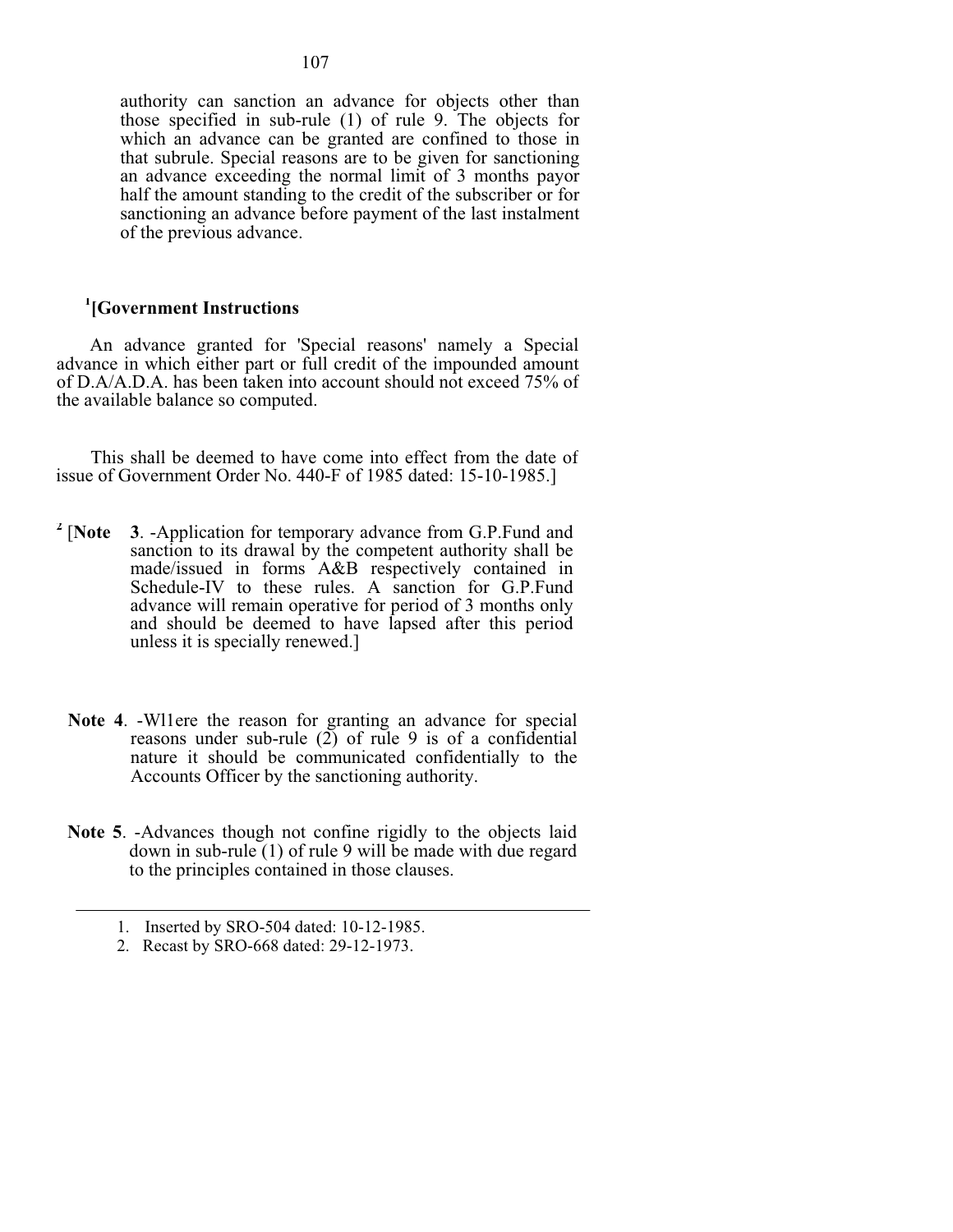authority can sanction an advance for objects other than those specified in sub-rule (1) of rule 9. The objects for which an advance can be granted are confined to those in that subrule. Special reasons are to be given for sanctioning an advance exceeding the normal limit of 3 months payor half the amount standing to the credit of the subscriber or for sanctioning an advance before payment of the last instalment of the previous advance.

[1][**Government Instructions**

An advance granted for 'Special reasons' namely a Special advance in which either part or full credit of the impounded amount of D.A/A.D.A. has been taken into account should not exceed 75% of the available balance so computed.

This shall be deemed to have come into effect from the date of issue of Government Order No. 440-F of 1985 dated: 15-10-1985.]

[2] [**Note 3**. -Application for temporary advance from G.P.Fund and sanction to its drawal by the competent authority shall be made/issued in forms A&B respectively contained in Schedule-IV to these rules. A sanction for G.P.Fund advance will remain operative for period of 3 months only and should be deemed to have lapsed after this period unless it is specially renewed.]

**Note 4**. -Wl1ere the reason for granting an advance for special reasons under sub-rule (2) of rule 9 is of a confidential nature it should be communicated confidentially to the Accounts Officer by the sanctioning authority.

**Note 5**. -Advances though not confine rigidly to the objects laid down in sub-rule (1) of rule 9 will be made with due regard to the principles contained in those clauses.

---

1. Inserted by SRO-504 dated: 10-12-1985.
2. Recast by SRO-668 dated: 29-12-1973.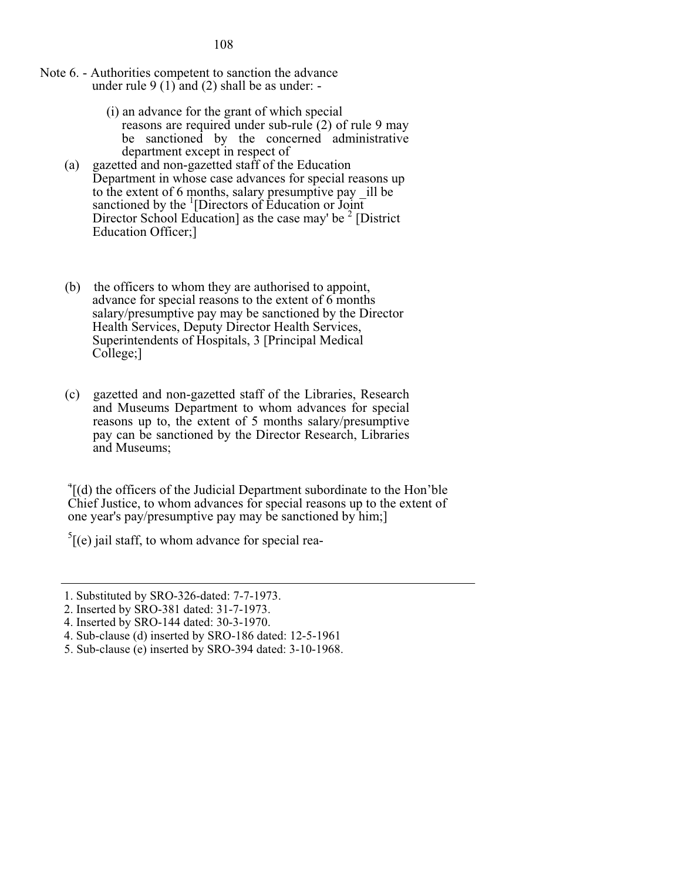Note 6. - Authorities competent to sanction the advance under rule 9 (1) and (2) shall be as under: -

(i) an advance for the grant of which special reasons are required under sub-rule (2) of rule 9 may be sanctioned by the concerned administrative department except in respect of

(a) gazetted and non-gazetted staff of the Education Department in whose case advances for special reasons up to the extent of 6 months, salary presumptive pay _ill be sanctioned by the [1][Directors of Education or Joint Director School Education] as the case may' be [2] [District Education Officer;]

(b) the officers to whom they are authorised to appoint, advance for special reasons to the extent of 6 months salary/presumptive pay may be sanctioned by the Director Health Services, Deputy Director Health Services, Superintendents of Hospitals, 3 [Principal Medical College;]

(c) gazetted and non-gazetted staff of the Libraries, Research and Museums Department to whom advances for special reasons up to, the extent of 5 months salary/presumptive pay can be sanctioned by the Director Research, Libraries and Museums;

[4][(d) the officers of the Judicial Department subordinate to the Hon'ble Chief Justice, to whom advances for special reasons up to the extent of one year's pay/presumptive pay may be sanctioned by him;]

[5][(e) jail staff, to whom advance for special rea-

---

1. Substituted by SRO-326-dated: 7-7-1973.
2. Inserted by SRO-381 dated: 31-7-1973.
4. Inserted by SRO-144 dated: 30-3-1970.
4. Sub-clause (d) inserted by SRO-186 dated: 12-5-1961
5. Sub-clause (e) inserted by SRO-394 dated: 3-10-1968.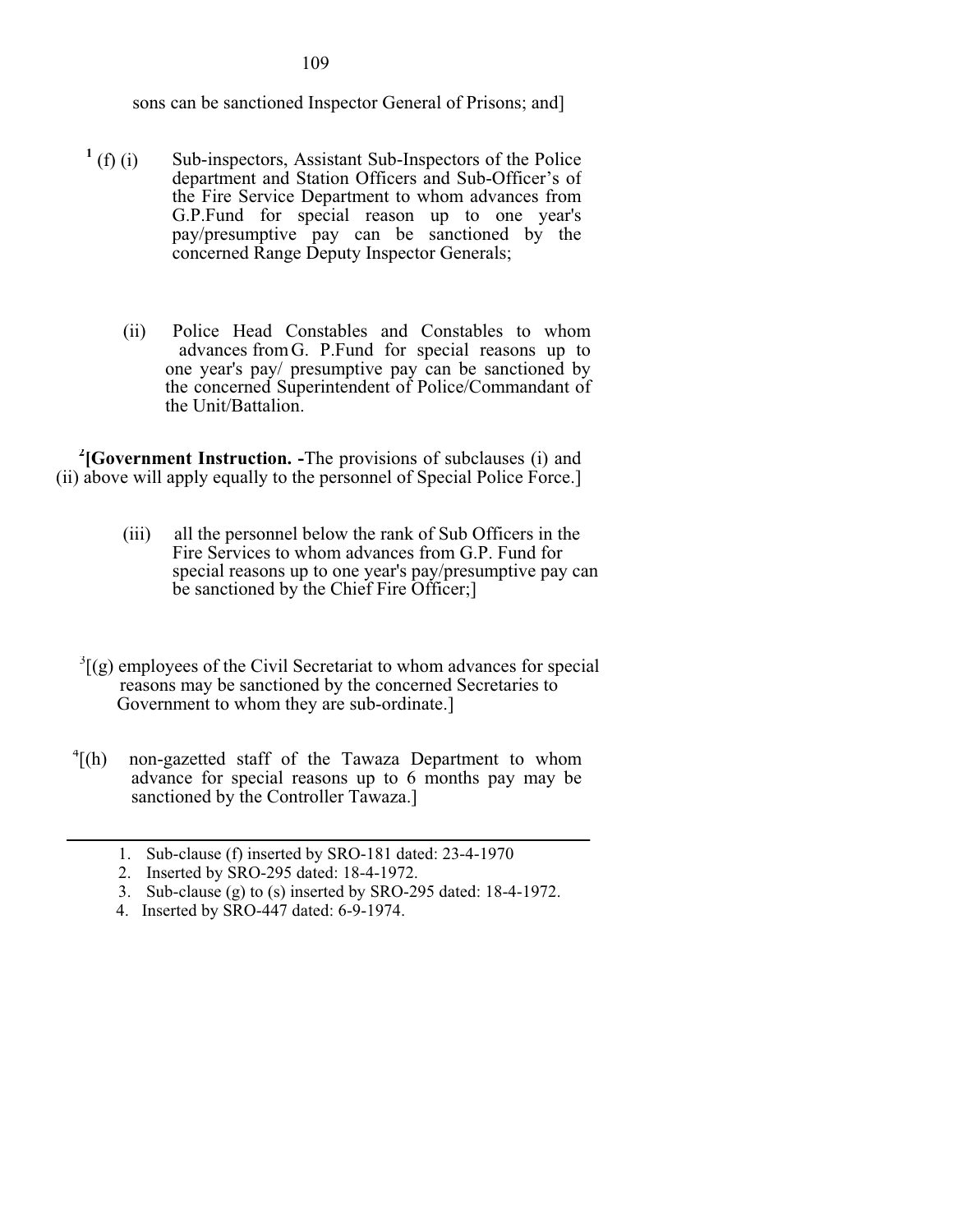sons can be sanctioned Inspector General of Prisons; and]

[1] (f) (i) Sub-inspectors, Assistant Sub-Inspectors of the Police department and Station Officers and Sub-Officer's of the Fire Service Department to whom advances from G.P.Fund for special reason up to one year's pay/presumptive pay can be sanctioned by the concerned Range Deputy Inspector Generals;

(ii) Police Head Constables and Constables to whom advances from G. P.Fund for special reasons up to one year's pay/ presumptive pay can be sanctioned by the concerned Superintendent of Police/Commandant of the Unit/Battalion.

[2]**[Government Instruction. -**The provisions of subclauses (i) and (ii) above will apply equally to the personnel of Special Police Force.]

(iii) all the personnel below the rank of Sub Officers in the Fire Services to whom advances from G.P. Fund for special reasons up to one year's pay/presumptive pay can be sanctioned by the Chief Fire Officer;]

[3][(g) employees of the Civil Secretariat to whom advances for special reasons may be sanctioned by the concerned Secretaries to Government to whom they are sub-ordinate.]

[4][(h) non-gazetted staff of the Tawaza Department to whom advance for special reasons up to 6 months pay may be sanctioned by the Controller Tawaza.]

---

1. Sub-clause (f) inserted by SRO-181 dated: 23-4-1970
2. Inserted by SRO-295 dated: 18-4-1972.
3. Sub-clause (g) to (s) inserted by SRO-295 dated: 18-4-1972.
4. Inserted by SRO-447 dated: 6-9-1974.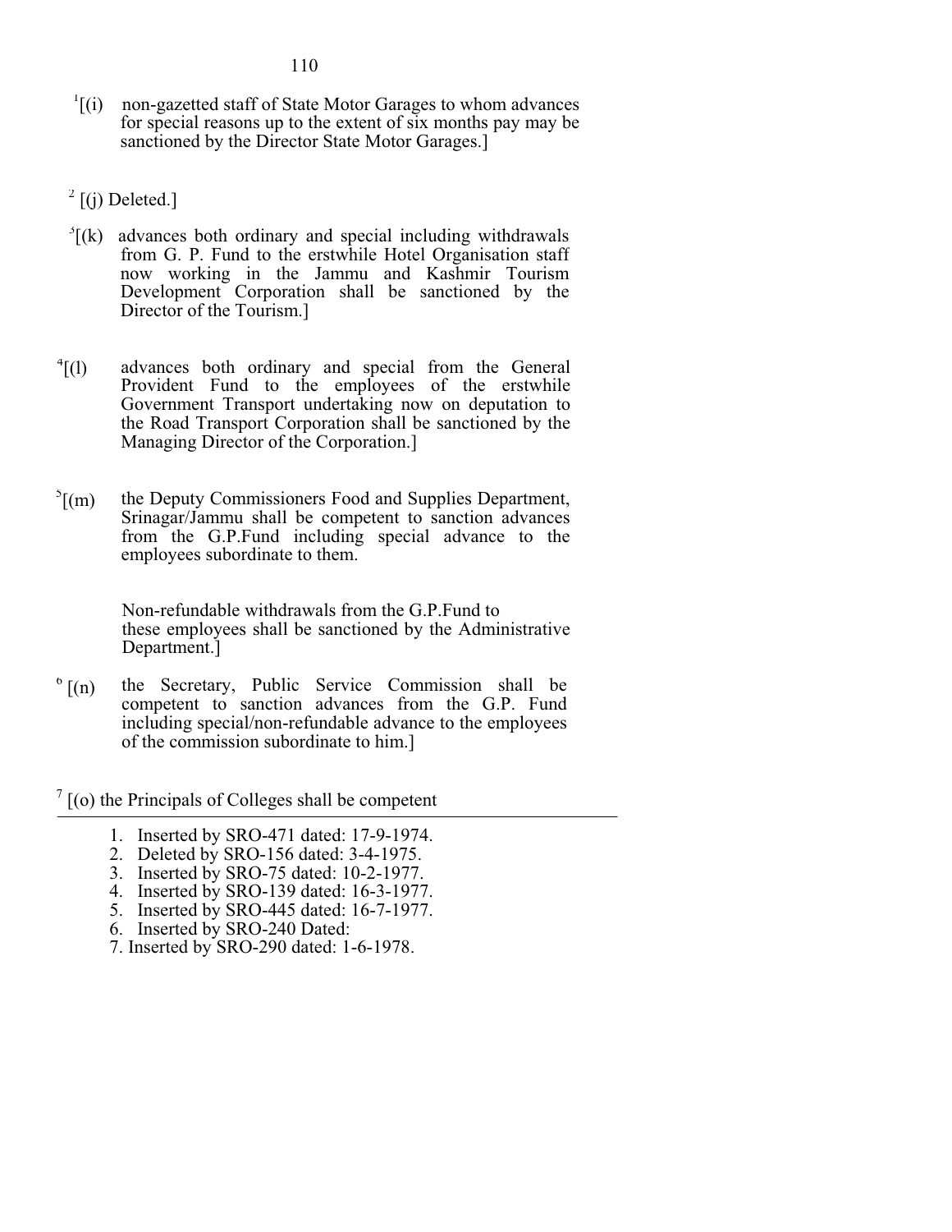[1][(i) non-gazetted staff of State Motor Garages to whom advances for special reasons up to the extent of six months pay may be sanctioned by the Director State Motor Garages.]

[2] [(j) Deleted.]

[3][(k) advances both ordinary and special including withdrawals from G. P. Fund to the erstwhile Hotel Organisation staff now working in the Jammu and Kashmir Tourism Development Corporation shall be sanctioned by the Director of the Tourism.]

[4][(l) advances both ordinary and special from the General Provident Fund to the employees of the erstwhile Government Transport undertaking now on deputation to the Road Transport Corporation shall be sanctioned by the Managing Director of the Corporation.]

[5][(m) the Deputy Commissioners Food and Supplies Department, Srinagar/Jammu shall be competent to sanction advances from the G.P.Fund including special advance to the employees subordinate to them.

Non-refundable withdrawals from the G.P.Fund to these employees shall be sanctioned by the Administrative Department.]

[6] [(n) the Secretary, Public Service Commission shall be competent to sanction advances from the G.P. Fund including special/non-refundable advance to the employees of the commission subordinate to him.]

[7] [(o) the Principals of Colleges shall be competent

---

1. Inserted by SRO-471 dated: 17-9-1974.
2. Deleted by SRO-156 dated: 3-4-1975.
3. Inserted by SRO-75 dated: 10-2-1977.
4. Inserted by SRO-139 dated: 16-3-1977.
5. Inserted by SRO-445 dated: 16-7-1977.
6. Inserted by SRO-240 Dated:
7. Inserted by SRO-290 dated: 1-6-1978.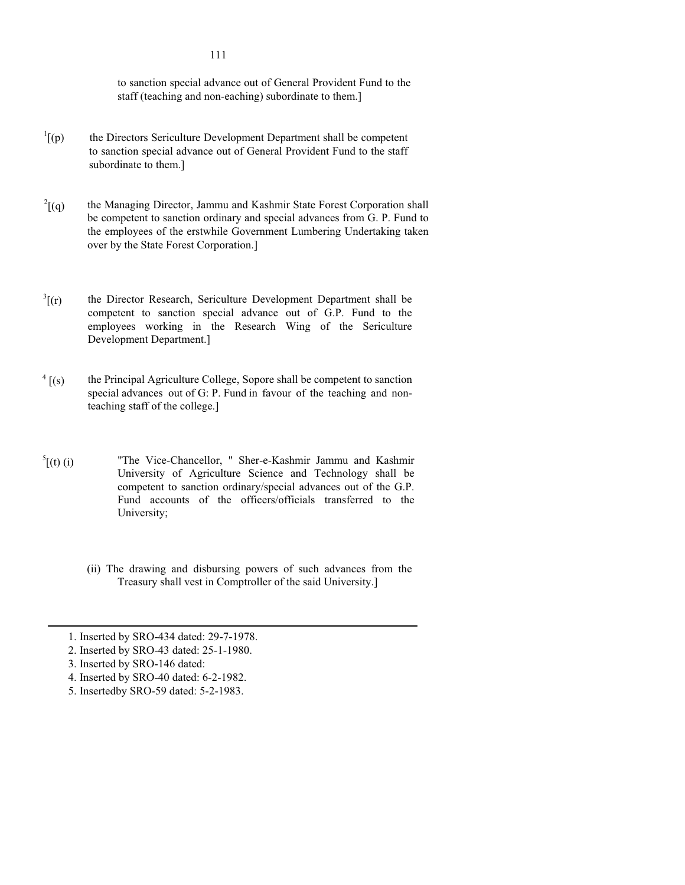to sanction special advance out of General Provident Fund to the staff (teaching and non-eaching) subordinate to them.]

[1][(p) the Directors Sericulture Development Department shall be competent to sanction special advance out of General Provident Fund to the staff subordinate to them.]

[2][(q) the Managing Director, Jammu and Kashmir State Forest Corporation shall be competent to sanction ordinary and special advances from G. P. Fund to the employees of the erstwhile Government Lumbering Undertaking taken over by the State Forest Corporation.]

[3][(r) the Director Research, Sericulture Development Department shall be competent to sanction special advance out of G.P. Fund to the employees working in the Research Wing of the Sericulture Development Department.]

[4] [(s) the Principal Agriculture College, Sopore shall be competent to sanction special advances out of G: P. Fund in favour of the teaching and non-teaching staff of the college.]

[5][(t) (i) "The Vice-Chancellor, " Sher-e-Kashmir Jammu and Kashmir University of Agriculture Science and Technology shall be competent to sanction ordinary/special advances out of the G.P. Fund accounts of the officers/officials transferred to the University;

(ii) The drawing and disbursing powers of such advances from the Treasury shall vest in Comptroller of the said University.]

---

1. Inserted by SRO-434 dated: 29-7-1978.
2. Inserted by SRO-43 dated: 25-1-1980.
3. Inserted by SRO-146 dated:
4. Inserted by SRO-40 dated: 6-2-1982.
5. Insertedby SRO-59 dated: 5-2-1983.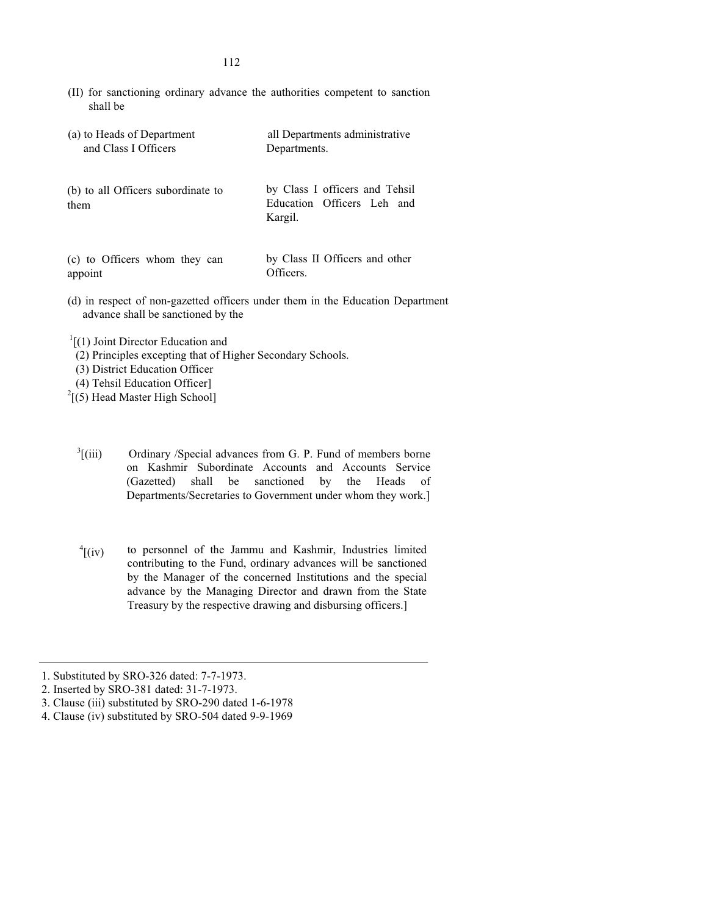(II) for sanctioning ordinary advance the authorities competent to sanction shall be

| | |
|---|---|
| (a) to Heads of Department and Class I Officers | all Departments administrative Departments. |
| (b) to all Officers subordinate to them | by Class I officers and Tehsil Education Officers Leh and Kargil. |
| (c) to Officers whom they can appoint | by Class II Officers and other Officers. |

(d) in respect of non-gazetted officers under them in the Education Department advance shall be sanctioned by the

[1][(1) Joint Director Education and
(2) Principles excepting that of Higher Secondary Schools.
(3) District Education Officer
(4) Tehsil Education Officer]
[2][(5) Head Master High School]

[3][(iii) Ordinary /Special advances from G. P. Fund of members borne on Kashmir Subordinate Accounts and Accounts Service (Gazetted) shall be sanctioned by the Heads of Departments/Secretaries to Government under whom they work.]

[4][(iv) to personnel of the Jammu and Kashmir, Industries limited contributing to the Fund, ordinary advances will be sanctioned by the Manager of the concerned Institutions and the special advance by the Managing Director and drawn from the State Treasury by the respective drawing and disbursing officers.]

---

1. Substituted by SRO-326 dated: 7-7-1973.
2. Inserted by SRO-381 dated: 31-7-1973.
3. Clause (iii) substituted by SRO-290 dated 1-6-1978
4. Clause (iv) substituted by SRO-504 dated 9-9-1969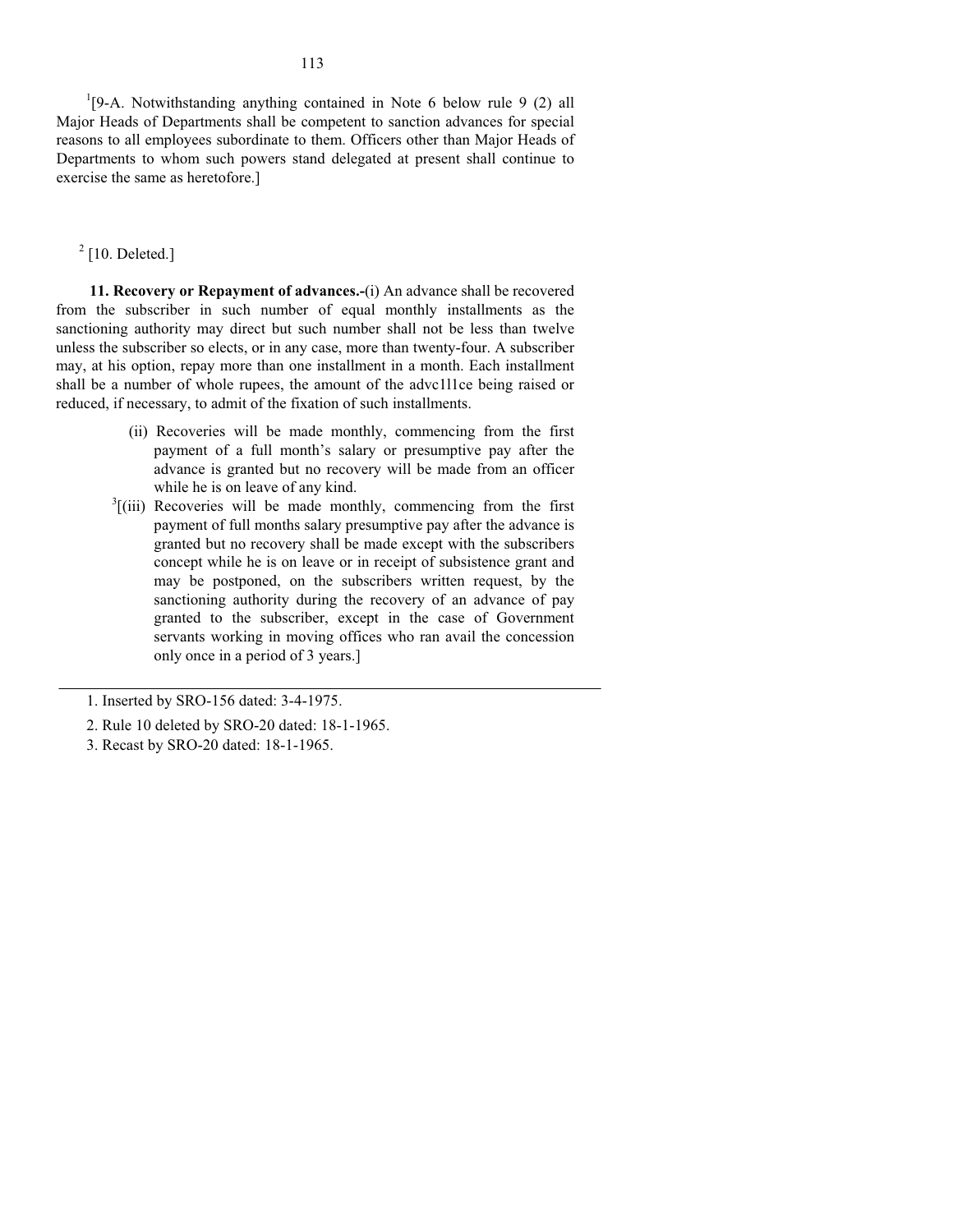[1][9-A. Notwithstanding anything contained in Note 6 below rule 9 (2) all Major Heads of Departments shall be competent to sanction advances for special reasons to all employees subordinate to them. Officers other than Major Heads of Departments to whom such powers stand delegated at present shall continue to exercise the same as heretofore.]

[2] [10. Deleted.]

**11. Recovery or Repayment of advances.-**(i) An advance shall be recovered from the subscriber in such number of equal monthly installments as the sanctioning authority may direct but such number shall not be less than twelve unless the subscriber so elects, or in any case, more than twenty-four. A subscriber may, at his option, repay more than one installment in a month. Each installment shall be a number of whole rupees, the amount of the advc1l1ce being raised or reduced, if necessary, to admit of the fixation of such installments.

(ii) Recoveries will be made monthly, commencing from the first payment of a full month's salary or presumptive pay after the advance is granted but no recovery will be made from an officer while he is on leave of any kind.

[3][(iii) Recoveries will be made monthly, commencing from the first payment of full months salary presumptive pay after the advance is granted but no recovery shall be made except with the subscribers concept while he is on leave or in receipt of subsistence grant and may be postponed, on the subscribers written request, by the sanctioning authority during the recovery of an advance of pay granted to the subscriber, except in the case of Government servants working in moving offices who ran avail the concession only once in a period of 3 years.]

---

1. Inserted by SRO-156 dated: 3-4-1975.
2. Rule 10 deleted by SRO-20 dated: 18-1-1965.
3. Recast by SRO-20 dated: 18-1-1965.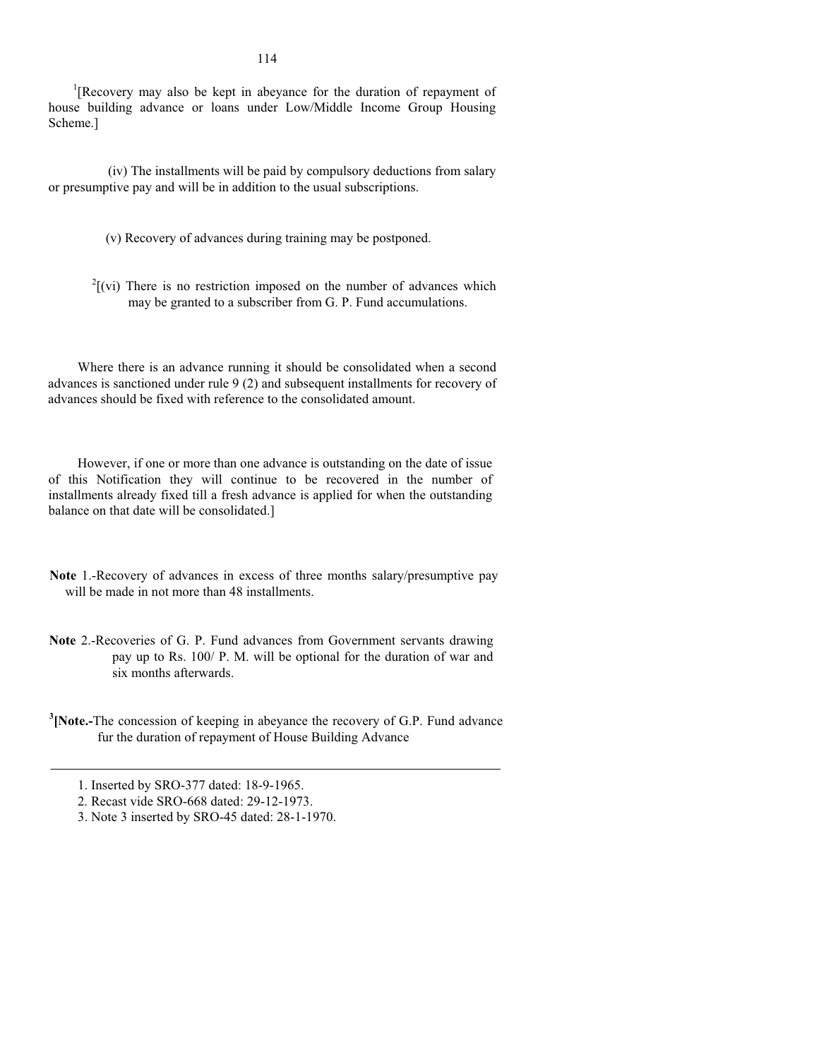[1][Recovery may also be kept in abeyance for the duration of repayment of house building advance or loans under Low/Middle Income Group Housing Scheme.]

(iv) The installments will be paid by compulsory deductions from salary or presumptive pay and will be in addition to the usual subscriptions.

(v) Recovery of advances during training may be postponed.

[2][(vi) There is no restriction imposed on the number of advances which may be granted to a subscriber from G. P. Fund accumulations.

Where there is an advance running it should be consolidated when a second advances is sanctioned under rule 9 (2) and subsequent installments for recovery of advances should be fixed with reference to the consolidated amount.

However, if one or more than one advance is outstanding on the date of issue of this Notification they will continue to be recovered in the number of installments already fixed till a fresh advance is applied for when the outstanding balance on that date will be consolidated.]

**Note** 1.-Recovery of advances in excess of three months salary/presumptive pay will be made in not more than 48 installments.

**Note** 2.-Recoveries of G. P. Fund advances from Government servants drawing pay up to Rs. 100/ P. M. will be optional for the duration of war and six months afterwards.

[3]**[Note.-**The concession of keeping in abeyance the recovery of G.P. Fund advance fur the duration of repayment of House Building Advance

---

1. Inserted by SRO-377 dated: 18-9-1965.
2. Recast vide SRO-668 dated: 29-12-1973.
3. Note 3 inserted by SRO-45 dated: 28-1-1970.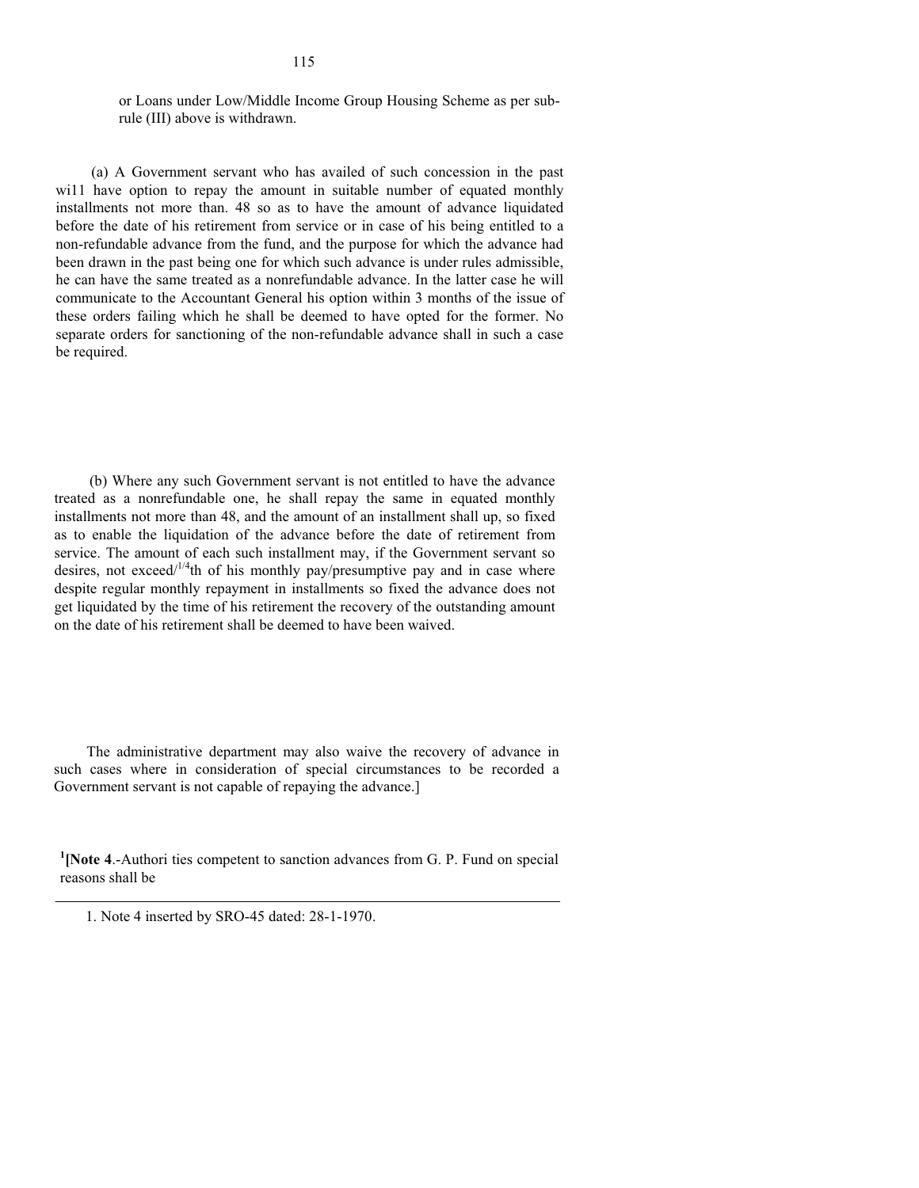or Loans under Low/Middle Income Group Housing Scheme as per sub-rule (III) above is withdrawn.

(a) A Government servant who has availed of such concession in the past wi11 have option to repay the amount in suitable number of equated monthly installments not more than. 48 so as to have the amount of advance liquidated before the date of his retirement from service or in case of his being entitled to a non-refundable advance from the fund, and the purpose for which the advance had been drawn in the past being one for which such advance is under rules admissible, he can have the same treated as a nonrefundable advance. In the latter case he will communicate to the Accountant General his option within 3 months of the issue of these orders failing which he shall be deemed to have opted for the former. No separate orders for sanctioning of the non-refundable advance shall in such a case be required.

(b) Where any such Government servant is not entitled to have the advance treated as a nonrefundable one, he shall repay the same in equated monthly installments not more than 48, and the amount of an installment shall up, so fixed as to enable the liquidation of the advance before the date of retirement from service. The amount of each such installment may, if the Government servant so desires, not exceed/$^{1/4}$th of his monthly pay/presumptive pay and in case where despite regular monthly repayment in installments so fixed the advance does not get liquidated by the time of his retirement the recovery of the outstanding amount on the date of his retirement shall be deemed to have been waived.

The administrative department may also waive the recovery of advance in such cases where in consideration of special circumstances to be recorded a Government servant is not capable of repaying the advance.]

[1]**[Note 4**.-Authori ties competent to sanction advances from G. P. Fund on special reasons shall be

---

1. Note 4 inserted by SRO-45 dated: 28-1-1970.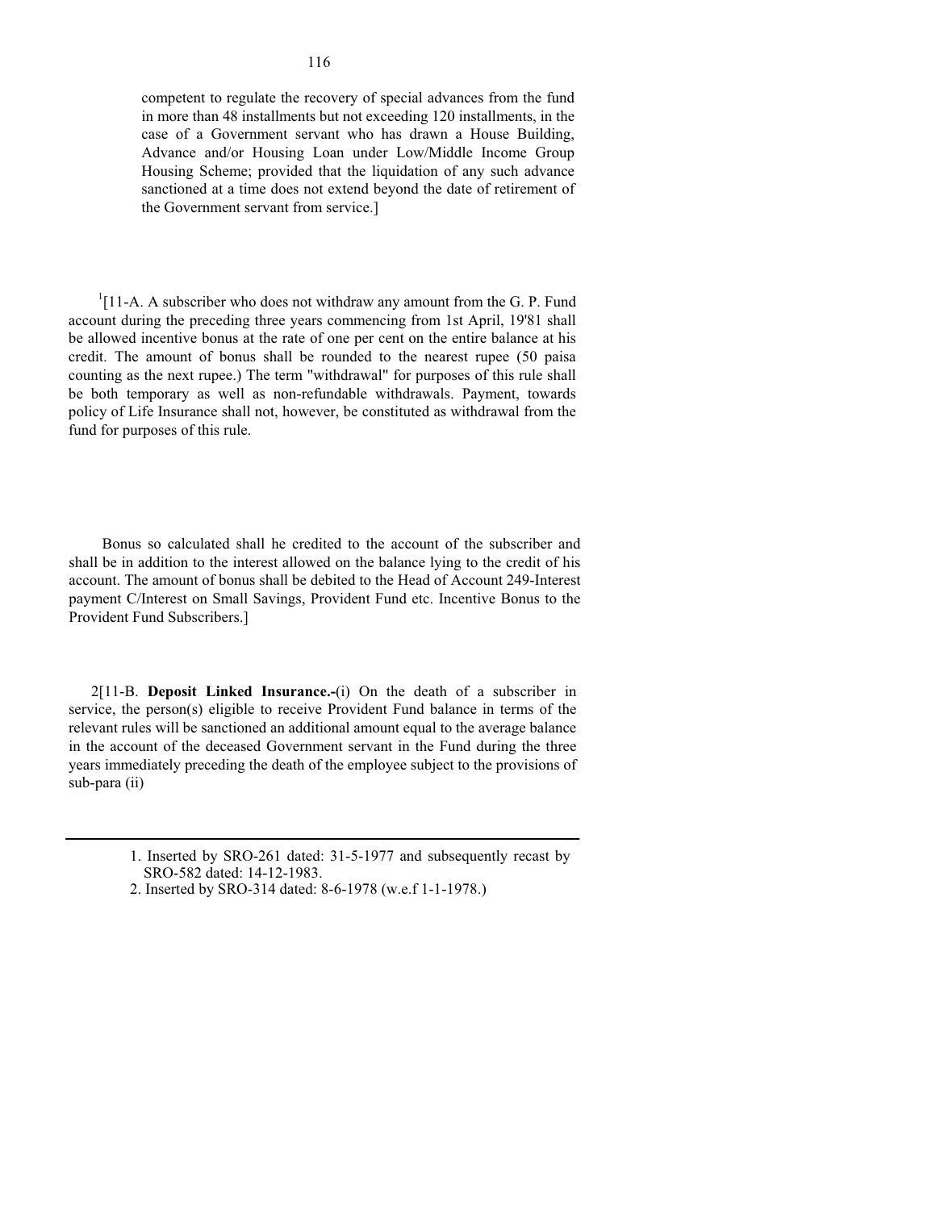competent to regulate the recovery of special advances from the fund in more than 48 installments but not exceeding 120 installments, in the case of a Government servant who has drawn a House Building, Advance and/or Housing Loan under Low/Middle Income Group Housing Scheme; provided that the liquidation of any such advance sanctioned at a time does not extend beyond the date of retirement of the Government servant from service.]

[1][11-A. A subscriber who does not withdraw any amount from the G. P. Fund account during the preceding three years commencing from 1st April, 19'81 shall be allowed incentive bonus at the rate of one per cent on the entire balance at his credit. The amount of bonus shall be rounded to the nearest rupee (50 paisa counting as the next rupee.) The term "withdrawal" for purposes of this rule shall be both temporary as well as non-refundable withdrawals. Payment, towards policy of Life Insurance shall not, however, be constituted as withdrawal from the fund for purposes of this rule.

Bonus so calculated shall he credited to the account of the subscriber and shall be in addition to the interest allowed on the balance lying to the credit of his account. The amount of bonus shall be debited to the Head of Account 249-Interest payment C/Interest on Small Savings, Provident Fund etc. Incentive Bonus to the Provident Fund Subscribers.]

2[11-B. **Deposit Linked Insurance.-**(i) On the death of a subscriber in service, the person(s) eligible to receive Provident Fund balance in terms of the relevant rules will be sanctioned an additional amount equal to the average balance in the account of the deceased Government servant in the Fund during the three years immediately preceding the death of the employee subject to the provisions of sub-para (ii)

---

1. Inserted by SRO-261 dated: 31-5-1977 and subsequently recast by SRO-582 dated: 14-12-1983.
2. Inserted by SRO-314 dated: 8-6-1978 (w.e.f 1-1-1978.)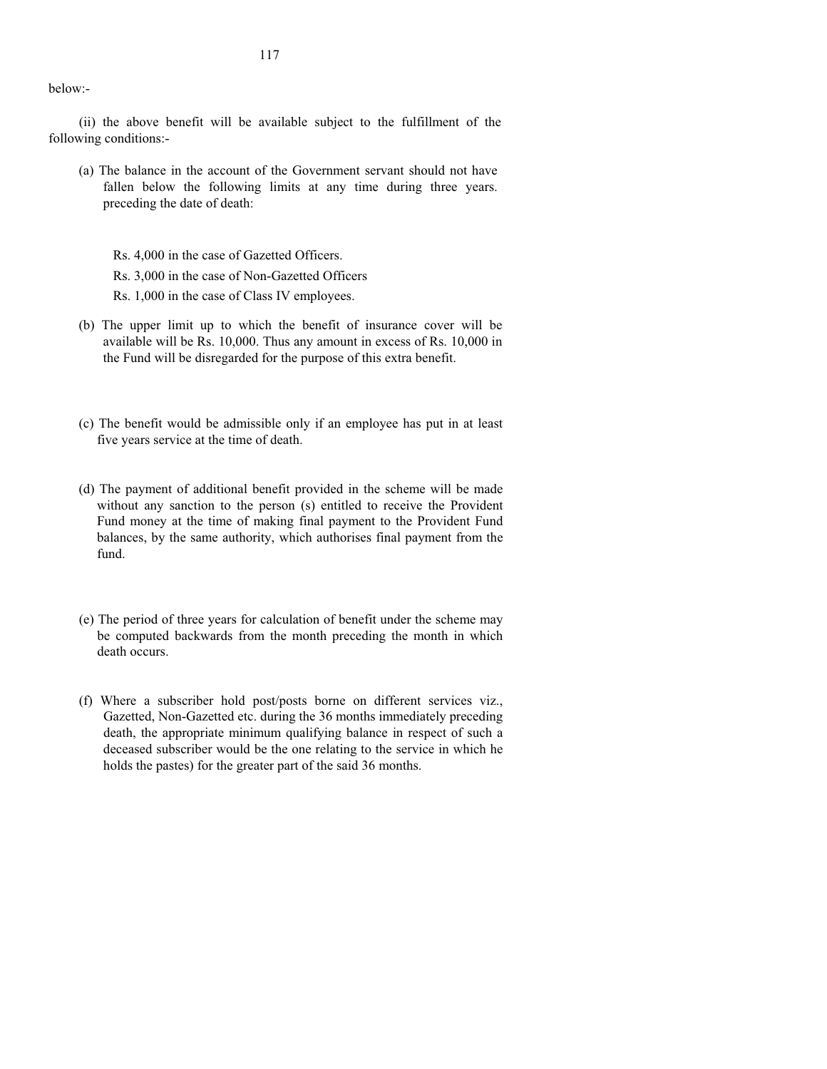below:-

(ii) the above benefit will be available subject to the fulfillment of the following conditions:-

(a) The balance in the account of the Government servant should not have fallen below the following limits at any time during three years. preceding the date of death:

Rs. 4,000 in the case of Gazetted Officers.

Rs. 3,000 in the case of Non-Gazetted Officers

Rs. 1,000 in the case of Class IV employees.

(b) The upper limit up to which the benefit of insurance cover will be available will be Rs. 10,000. Thus any amount in excess of Rs. 10,000 in the Fund will be disregarded for the purpose of this extra benefit.

(c) The benefit would be admissible only if an employee has put in at least five years service at the time of death.

(d) The payment of additional benefit provided in the scheme will be made without any sanction to the person (s) entitled to receive the Provident Fund money at the time of making final payment to the Provident Fund balances, by the same authority, which authorises final payment from the fund.

(e) The period of three years for calculation of benefit under the scheme may be computed backwards from the month preceding the month in which death occurs.

(f) Where a subscriber hold post/posts borne on different services viz., Gazetted, Non-Gazetted etc. during the 36 months immediately preceding death, the appropriate minimum qualifying balance in respect of such a deceased subscriber would be the one relating to the service in which he holds the pastes) for the greater part of the said 36 months.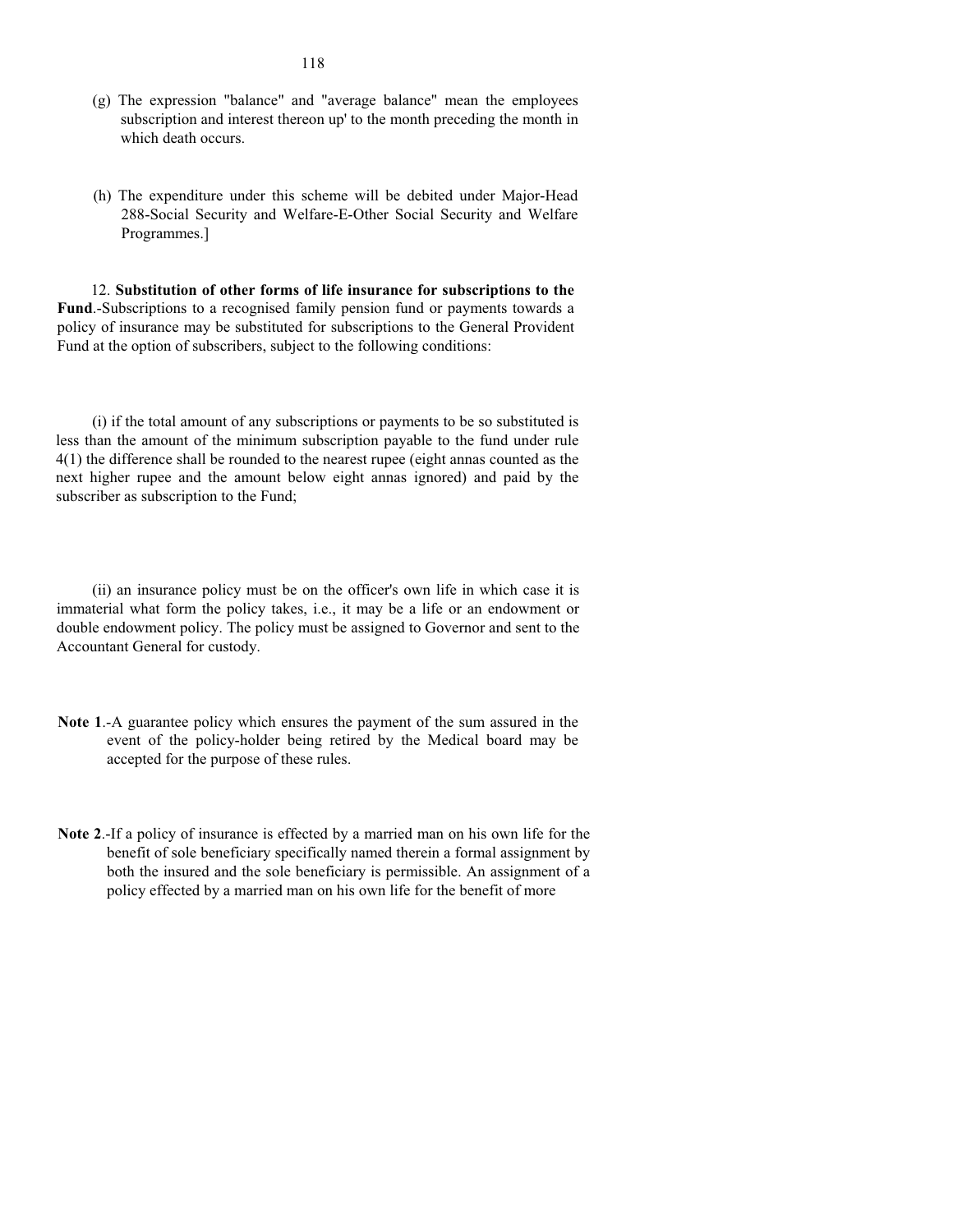(g) The expression "balance" and "average balance" mean the employees subscription and interest thereon up' to the month preceding the month in which death occurs.

(h) The expenditure under this scheme will be debited under Major-Head 288-Social Security and Welfare-E-Other Social Security and Welfare Programmes.]

12. **Substitution of other forms of life insurance for subscriptions to the Fund**.-Subscriptions to a recognised family pension fund or payments towards a policy of insurance may be substituted for subscriptions to the General Provident Fund at the option of subscribers, subject to the following conditions:

(i) if the total amount of any subscriptions or payments to be so substituted is less than the amount of the minimum subscription payable to the fund under rule 4(1) the difference shall be rounded to the nearest rupee (eight annas counted as the next higher rupee and the amount below eight annas ignored) and paid by the subscriber as subscription to the Fund;

(ii) an insurance policy must be on the officer's own life in which case it is immaterial what form the policy takes, i.e., it may be a life or an endowment or double endowment policy. The policy must be assigned to Governor and sent to the Accountant General for custody.

**Note 1**.-A guarantee policy which ensures the payment of the sum assured in the event of the policy-holder being retired by the Medical board may be accepted for the purpose of these rules.

**Note 2**.-If a policy of insurance is effected by a married man on his own life for the benefit of sole beneficiary specifically named therein a formal assignment by both the insured and the sole beneficiary is permissible. An assignment of a policy effected by a married man on his own life for the benefit of more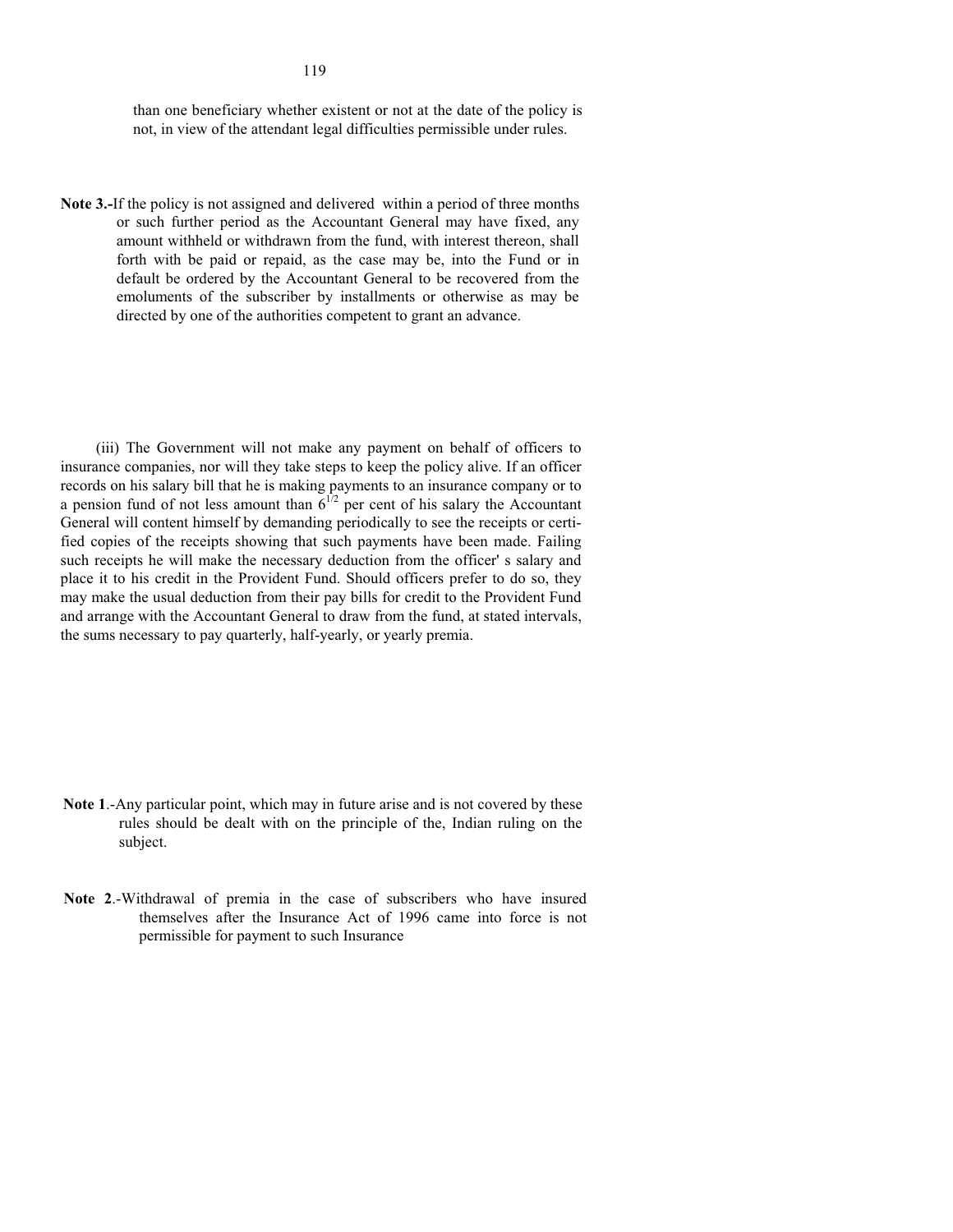than one beneficiary whether existent or not at the date of the policy is not, in view of the attendant legal difficulties permissible under rules.

**Note 3.-**If the policy is not assigned and delivered within a period of three months or such further period as the Accountant General may have fixed, any amount withheld or withdrawn from the fund, with interest thereon, shall forth with be paid or repaid, as the case may be, into the Fund or in default be ordered by the Accountant General to be recovered from the emoluments of the subscriber by installments or otherwise as may be directed by one of the authorities competent to grant an advance.

(iii) The Government will not make any payment on behalf of officers to insurance companies, nor will they take steps to keep the policy alive. If an officer records on his salary bill that he is making payments to an insurance company or to a pension fund of not less amount than $6^{1/2}$ per cent of his salary the Accountant General will content himself by demanding periodically to see the receipts or certified copies of the receipts showing that such payments have been made. Failing such receipts he will make the necessary deduction from the officer' s salary and place it to his credit in the Provident Fund. Should officers prefer to do so, they may make the usual deduction from their pay bills for credit to the Provident Fund and arrange with the Accountant General to draw from the fund, at stated intervals, the sums necessary to pay quarterly, half-yearly, or yearly premia.

**Note 1**.-Any particular point, which may in future arise and is not covered by these rules should be dealt with on the principle of the, Indian ruling on the subject.

**Note 2**.-Withdrawal of premia in the case of subscribers who have insured themselves after the Insurance Act of 1996 came into force is not permissible for payment to such Insurance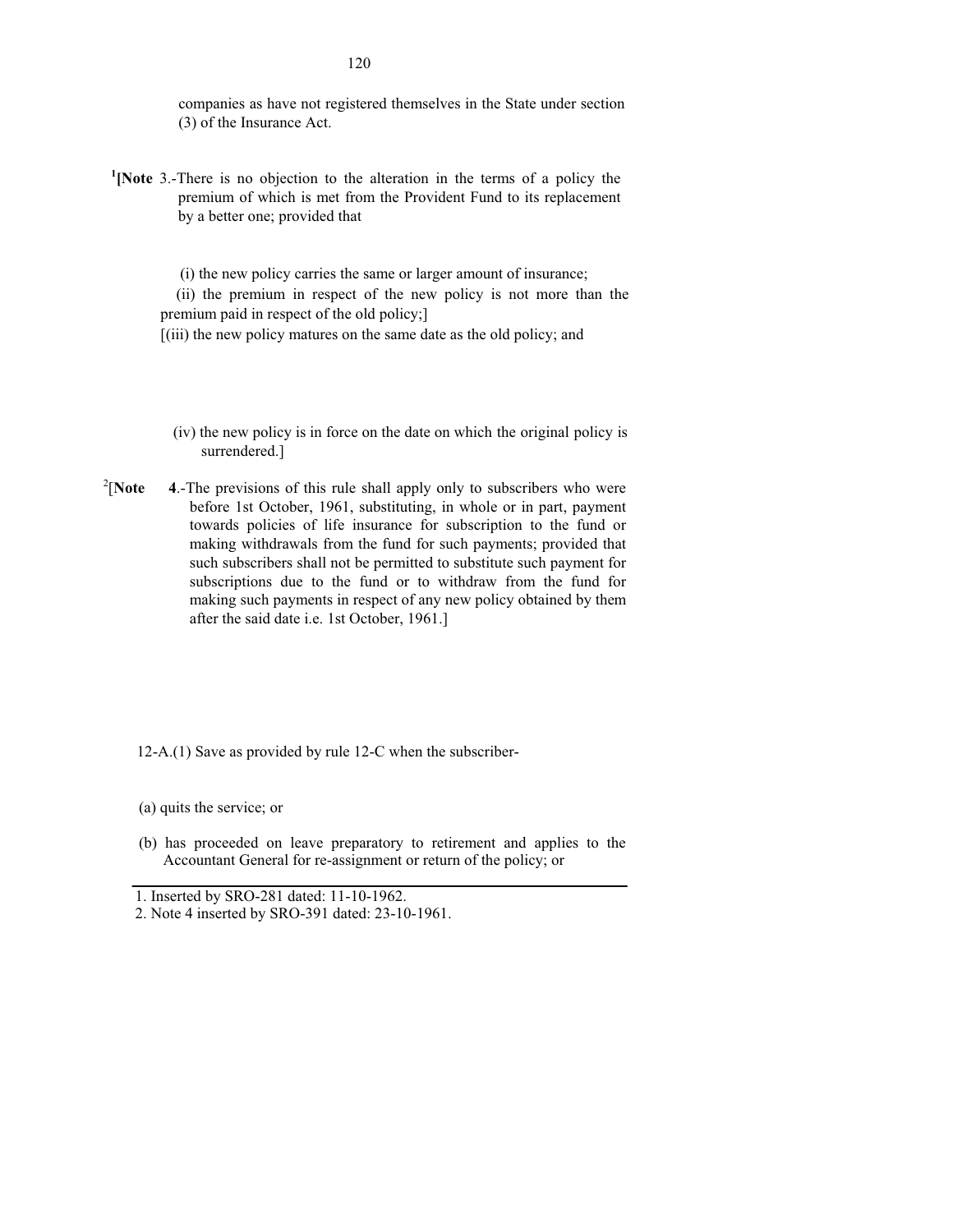companies as have not registered themselves in the State under section (3) of the Insurance Act.

[1][**Note** 3.-There is no objection to the alteration in the terms of a policy the premium of which is met from the Provident Fund to its replacement by a better one; provided that

(i) the new policy carries the same or larger amount of insurance;

(ii) the premium in respect of the new policy is not more than the premium paid in respect of the old policy;]

[(iii) the new policy matures on the same date as the old policy; and

(iv) the new policy is in force on the date on which the original policy is surrendered.]

[2][**Note 4**.-The previsions of this rule shall apply only to subscribers who were before 1st October, 1961, substituting, in whole or in part, payment towards policies of life insurance for subscription to the fund or making withdrawals from the fund for such payments; provided that such subscribers shall not be permitted to substitute such payment for subscriptions due to the fund or to withdraw from the fund for making such payments in respect of any new policy obtained by them after the said date i.e. 1st October, 1961.]

12-A.(1) Save as provided by rule 12-C when the subscriber-

(a) quits the service; or

(b) has proceeded on leave preparatory to retirement and applies to the Accountant General for re-assignment or return of the policy; or

---

1. Inserted by SRO-281 dated: 11-10-1962.
2. Note 4 inserted by SRO-391 dated: 23-10-1961.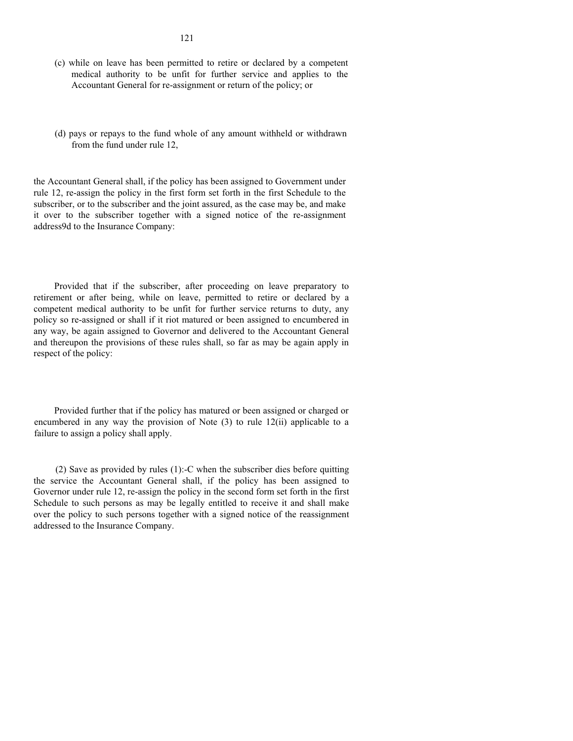(c) while on leave has been permitted to retire or declared by a competent medical authority to be unfit for further service and applies to the Accountant General for re-assignment or return of the policy; or

(d) pays or repays to the fund whole of any amount withheld or withdrawn from the fund under rule 12,

the Accountant General shall, if the policy has been assigned to Government under rule 12, re-assign the policy in the first form set forth in the first Schedule to the subscriber, or to the subscriber and the joint assured, as the case may be, and make it over to the subscriber together with a signed notice of the re-assignment address9d to the Insurance Company:

Provided that if the subscriber, after proceeding on leave preparatory to retirement or after being, while on leave, permitted to retire or declared by a competent medical authority to be unfit for further service returns to duty, any policy so re-assigned or shall if it riot matured or been assigned to encumbered in any way, be again assigned to Governor and delivered to the Accountant General and thereupon the provisions of these rules shall, so far as may be again apply in respect of the policy:

Provided further that if the policy has matured or been assigned or charged or encumbered in any way the provision of Note (3) to rule 12(ii) applicable to a failure to assign a policy shall apply.

(2) Save as provided by rules (1):-C when the subscriber dies before quitting the service the Accountant General shall, if the policy has been assigned to Governor under rule 12, re-assign the policy in the second form set forth in the first Schedule to such persons as may be legally entitled to receive it and shall make over the policy to such persons together with a signed notice of the reassignment addressed to the Insurance Company.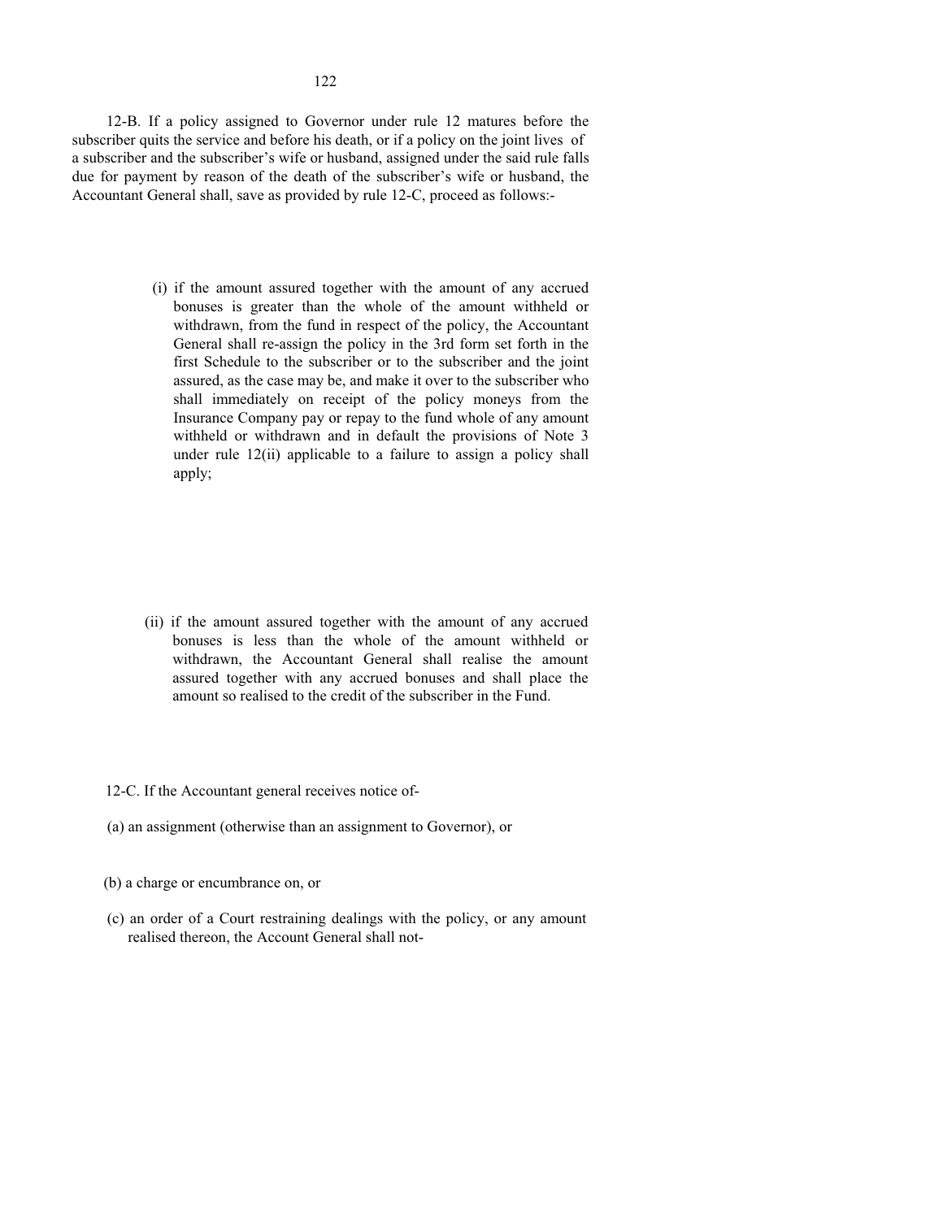12-B. If a policy assigned to Governor under rule 12 matures before the subscriber quits the service and before his death, or if a policy on the joint lives of a subscriber and the subscriber's wife or husband, assigned under the said rule falls due for payment by reason of the death of the subscriber's wife or husband, the Accountant General shall, save as provided by rule 12-C, proceed as follows:-

(i) if the amount assured together with the amount of any accrued bonuses is greater than the whole of the amount withheld or withdrawn, from the fund in respect of the policy, the Accountant General shall re-assign the policy in the 3rd form set forth in the first Schedule to the subscriber or to the subscriber and the joint assured, as the case may be, and make it over to the subscriber who shall immediately on receipt of the policy moneys from the Insurance Company pay or repay to the fund whole of any amount withheld or withdrawn and in default the provisions of Note 3 under rule 12(ii) applicable to a failure to assign a policy shall apply;

(ii) if the amount assured together with the amount of any accrued bonuses is less than the whole of the amount withheld or withdrawn, the Accountant General shall realise the amount assured together with any accrued bonuses and shall place the amount so realised to the credit of the subscriber in the Fund.

12-C. If the Accountant general receives notice of-

(a) an assignment (otherwise than an assignment to Governor), or

(b) a charge or encumbrance on, or

(c) an order of a Court restraining dealings with the policy, or any amount realised thereon, the Account General shall not-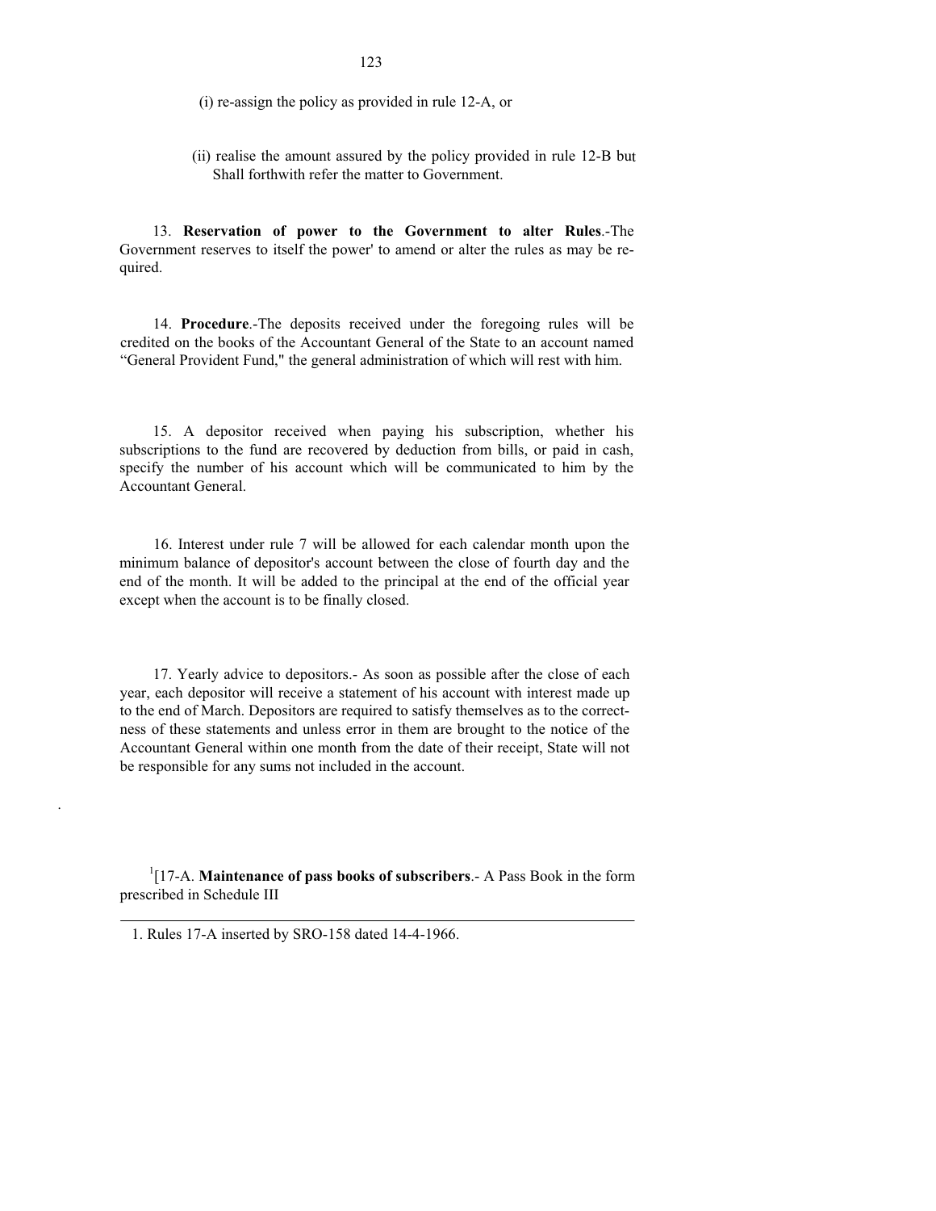(i) re-assign the policy as provided in rule 12-A, or

(ii) realise the amount assured by the policy provided in rule 12-B but Shall forthwith refer the matter to Government.

13. **Reservation of power to the Government to alter Rules**.-The Government reserves to itself the power' to amend or alter the rules as may be required.

14. **Procedure**.-The deposits received under the foregoing rules will be credited on the books of the Accountant General of the State to an account named "General Provident Fund," the general administration of which will rest with him.

15. A depositor received when paying his subscription, whether his subscriptions to the fund are recovered by deduction from bills, or paid in cash, specify the number of his account which will be communicated to him by the Accountant General.

16. Interest under rule 7 will be allowed for each calendar month upon the minimum balance of depositor's account between the close of fourth day and the end of the month. It will be added to the principal at the end of the official year except when the account is to be finally closed.

17. Yearly advice to depositors.- As soon as possible after the close of each year, each depositor will receive a statement of his account with interest made up to the end of March. Depositors are required to satisfy themselves as to the correctness of these statements and unless error in them are brought to the notice of the Accountant General within one month from the date of their receipt, State will not be responsible for any sums not included in the account.

[1][17-A. **Maintenance of pass books of subscribers**.- A Pass Book in the form prescribed in Schedule III

---

1. Rules 17-A inserted by SRO-158 dated 14-4-1966.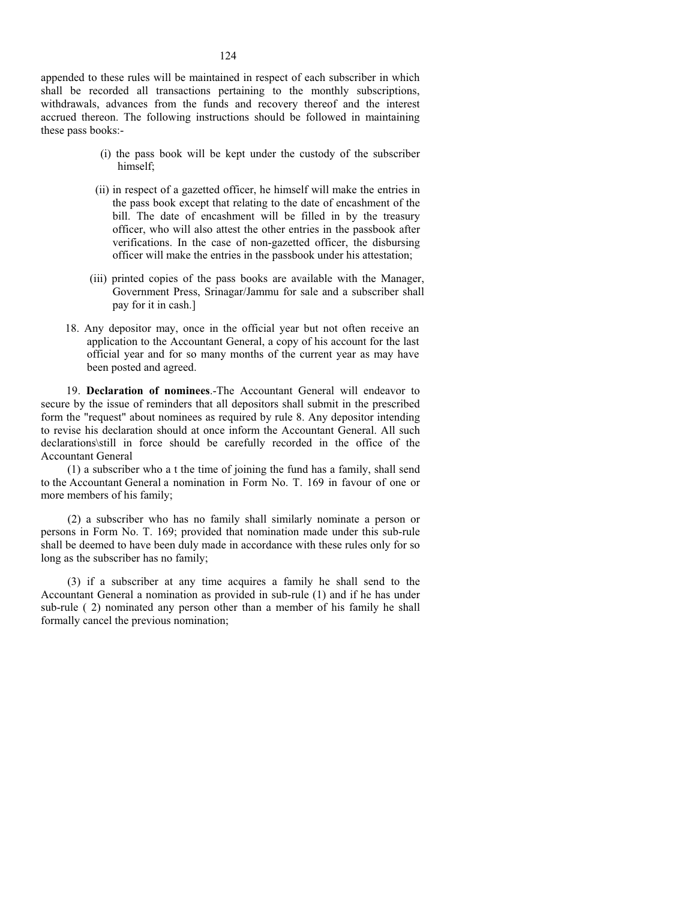appended to these rules will be maintained in respect of each subscriber in which shall be recorded all transactions pertaining to the monthly subscriptions, withdrawals, advances from the funds and recovery thereof and the interest accrued thereon. The following instructions should be followed in maintaining these pass books:-

(i) the pass book will be kept under the custody of the subscriber himself;

(ii) in respect of a gazetted officer, he himself will make the entries in the pass book except that relating to the date of encashment of the bill. The date of encashment will be filled in by the treasury officer, who will also attest the other entries in the passbook after verifications. In the case of non-gazetted officer, the disbursing officer will make the entries in the passbook under his attestation;

(iii) printed copies of the pass books are available with the Manager, Government Press, Srinagar/Jammu for sale and a subscriber shall pay for it in cash.]

18. Any depositor may, once in the official year but not often receive an application to the Accountant General, a copy of his account for the last official year and for so many months of the current year as may have been posted and agreed.

19. **Declaration of nominees**.-The Accountant General will endeavor to secure by the issue of reminders that all depositors shall submit in the prescribed form the "request" about nominees as required by rule 8. Any depositor intending to revise his declaration should at once inform the Accountant General. All such declarations\still in force should be carefully recorded in the office of the Accountant General

(1) a subscriber who a t the time of joining the fund has a family, shall send to the Accountant General a nomination in Form No. T. 169 in favour of one or more members of his family;

(2) a subscriber who has no family shall similarly nominate a person or persons in Form No. T. 169; provided that nomination made under this sub-rule shall be deemed to have been duly made in accordance with these rules only for so long as the subscriber has no family;

(3) if a subscriber at any time acquires a family he shall send to the Accountant General a nomination as provided in sub-rule (1) and if he has under sub-rule ( 2) nominated any person other than a member of his family he shall formally cancel the previous nomination;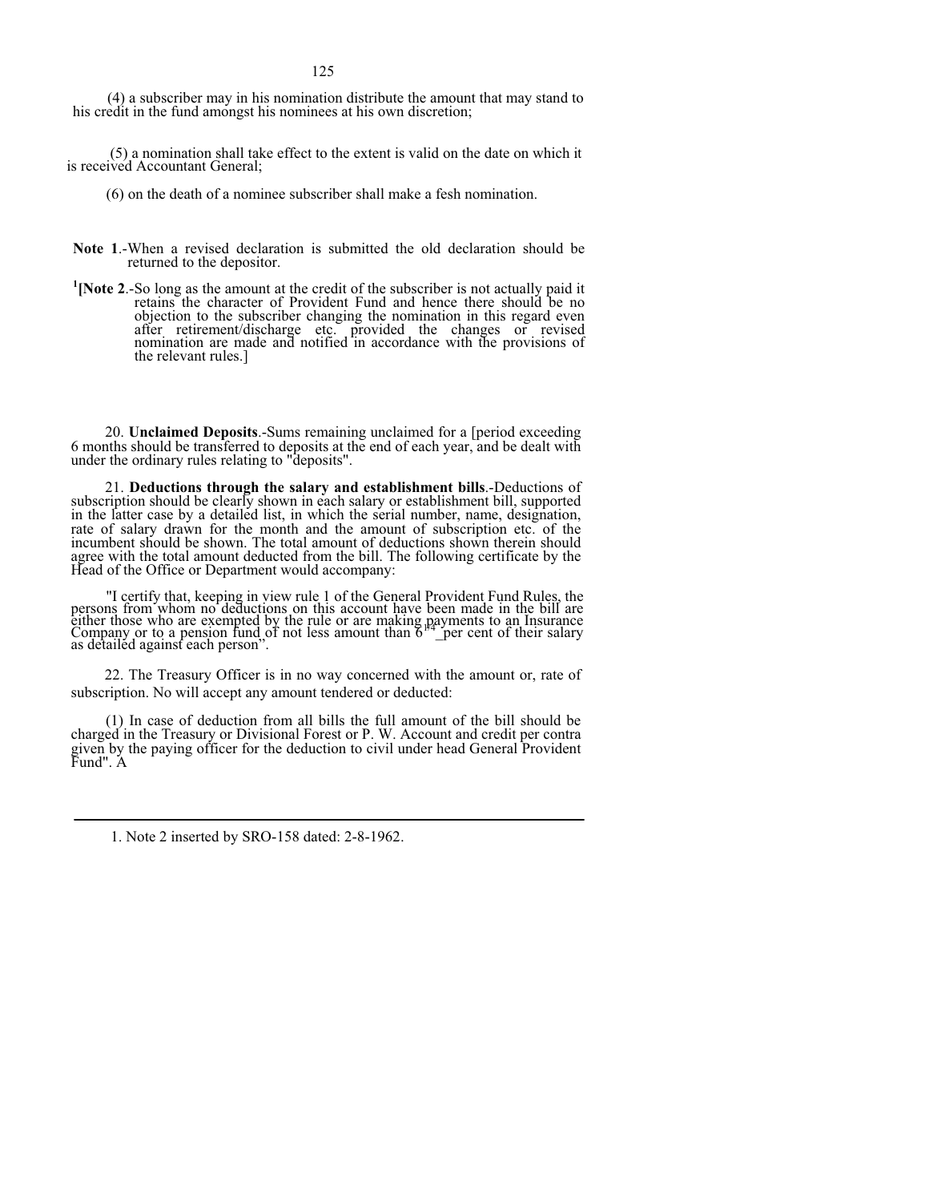(4) a subscriber may in his nomination distribute the amount that may stand to his credit in the fund amongst his nominees at his own discretion;

(5) a nomination shall take effect to the extent is valid on the date on which it is received Accountant General;

(6) on the death of a nominee subscriber shall make a fesh nomination.

**Note 1**.-When a revised declaration is submitted the old declaration should be returned to the depositor.

[1]**[Note 2**.-So long as the amount at the credit of the subscriber is not actually paid it retains the character of Provident Fund and hence there should be no objection to the subscriber changing the nomination in this regard even after retirement/discharge etc. provided the changes or revised nomination are made and notified in accordance with the provisions of the relevant rules.]

20. **Unclaimed Deposits**.-Sums remaining unclaimed for a [period exceeding 6 months should be transferred to deposits at the end of each year, and be dealt with under the ordinary rules relating to "deposits".

21. **Deductions through the salary and establishment bills**.-Deductions of subscription should be clearly shown in each salary or establishment bill, supported in the latter case by a detailed list, in which the serial number, name, designation, rate of salary drawn for the month and the amount of subscription etc. of the incumbent should be shown. The total amount of deductions shown therein should agree with the total amount deducted from the bill. The following certificate by the Head of the Office or Department would accompany:

"I certify that, keeping in view rule 1 of the General Provident Fund Rules, the persons from whom no deductions on this account have been made in the bill are either those who are exempted by the rule or are making payments to an Insurance Company or to a pension fund of not less amount than 6 1/4 per cent of their salary as detailed against each person".

22. The Treasury Officer is in no way concerned with the amount or, rate of subscription. No will accept any amount tendered or deducted:

(1) In case of deduction from all bills the full amount of the bill should be charged in the Treasury or Divisional Forest or P. W. Account and credit per contra given by the paying officer for the deduction to civil under head General Provident Fund". A

1. Note 2 inserted by SRO-158 dated: 2-8-1962.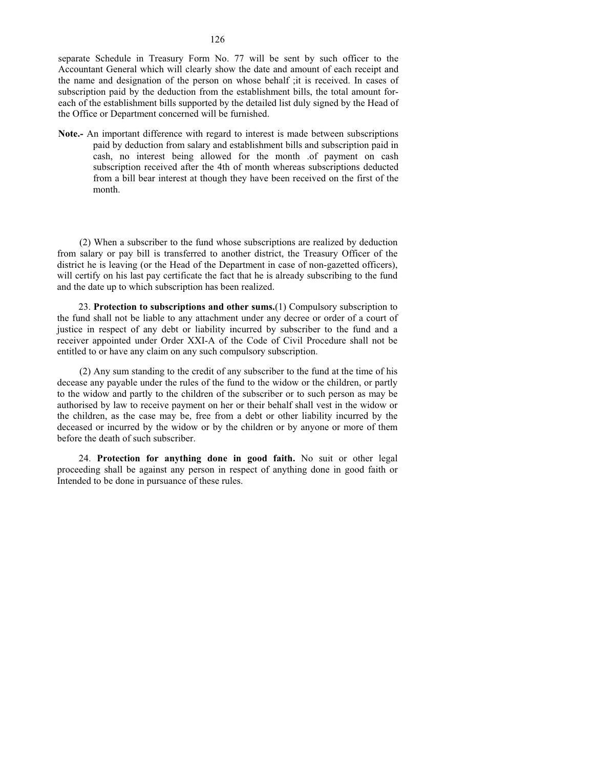separate Schedule in Treasury Form No. 77 will be sent by such officer to the Accountant General which will clearly show the date and amount of each receipt and the name and designation of the person on whose behalf ;it is received. In cases of subscription paid by the deduction from the establishment bills, the total amount for-each of the establishment bills supported by the detailed list duly signed by the Head of the Office or Department concerned will be furnished.

**Note.-** An important difference with regard to interest is made between subscriptions paid by deduction from salary and establishment bills and subscription paid in cash, no interest being allowed for the month .of payment on cash subscription received after the 4th of month whereas subscriptions deducted from a bill bear interest at though they have been received on the first of the month.

(2) When a subscriber to the fund whose subscriptions are realized by deduction from salary or pay bill is transferred to another district, the Treasury Officer of the district he is leaving (or the Head of the Department in case of non-gazetted officers), will certify on his last pay certificate the fact that he is already subscribing to the fund and the date up to which subscription has been realized.

23. **Protection to subscriptions and other sums.**(1) Compulsory subscription to the fund shall not be liable to any attachment under any decree or order of a court of justice in respect of any debt or liability incurred by subscriber to the fund and a receiver appointed under Order XXI-A of the Code of Civil Procedure shall not be entitled to or have any claim on any such compulsory subscription.

(2) Any sum standing to the credit of any subscriber to the fund at the time of his decease any payable under the rules of the fund to the widow or the children, or partly to the widow and partly to the children of the subscriber or to such person as may be authorised by law to receive payment on her or their behalf shall vest in the widow or the children, as the case may be, free from a debt or other liability incurred by the deceased or incurred by the widow or by the children or by anyone or more of them before the death of such subscriber.

24. **Protection for anything done in good faith.** No suit or other legal proceeding shall be against any person in respect of anything done in good faith or Intended to be done in pursuance of these rules.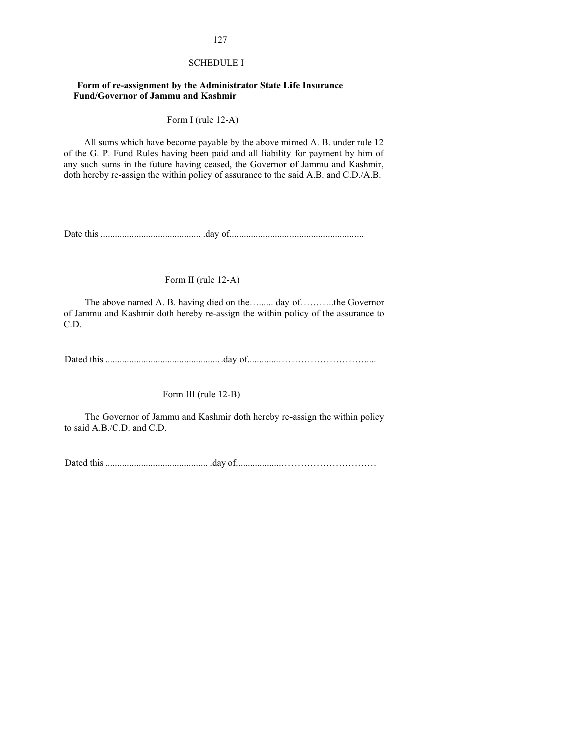## SCHEDULE I

**Form of re-assignment by the Administrator State Life Insurance Fund/Governor of Jammu and Kashmir**

### Form I (rule 12-A)

All sums which have become payable by the above mimed A. B. under rule 12 of the G. P. Fund Rules having been paid and all liability for payment by him of any such sums in the future having ceased, the Governor of Jammu and Kashmir, doth hereby re-assign the within policy of assurance to the said A.B. and C.D./A.B.

Date this .......................................... .day of.......................................................

### Form II (rule 12-A)

The above named A. B. having died on the…...... day of………..the Governor of Jammu and Kashmir doth hereby re-assign the within policy of the assurance to C.D.

Dated this ................................................ .day of.............……………………….....

### Form III (rule 12-B)

The Governor of Jammu and Kashmir doth hereby re-assign the within policy to said A.B./C.D. and C.D.

Dated this ........................................... .day of..................…………………………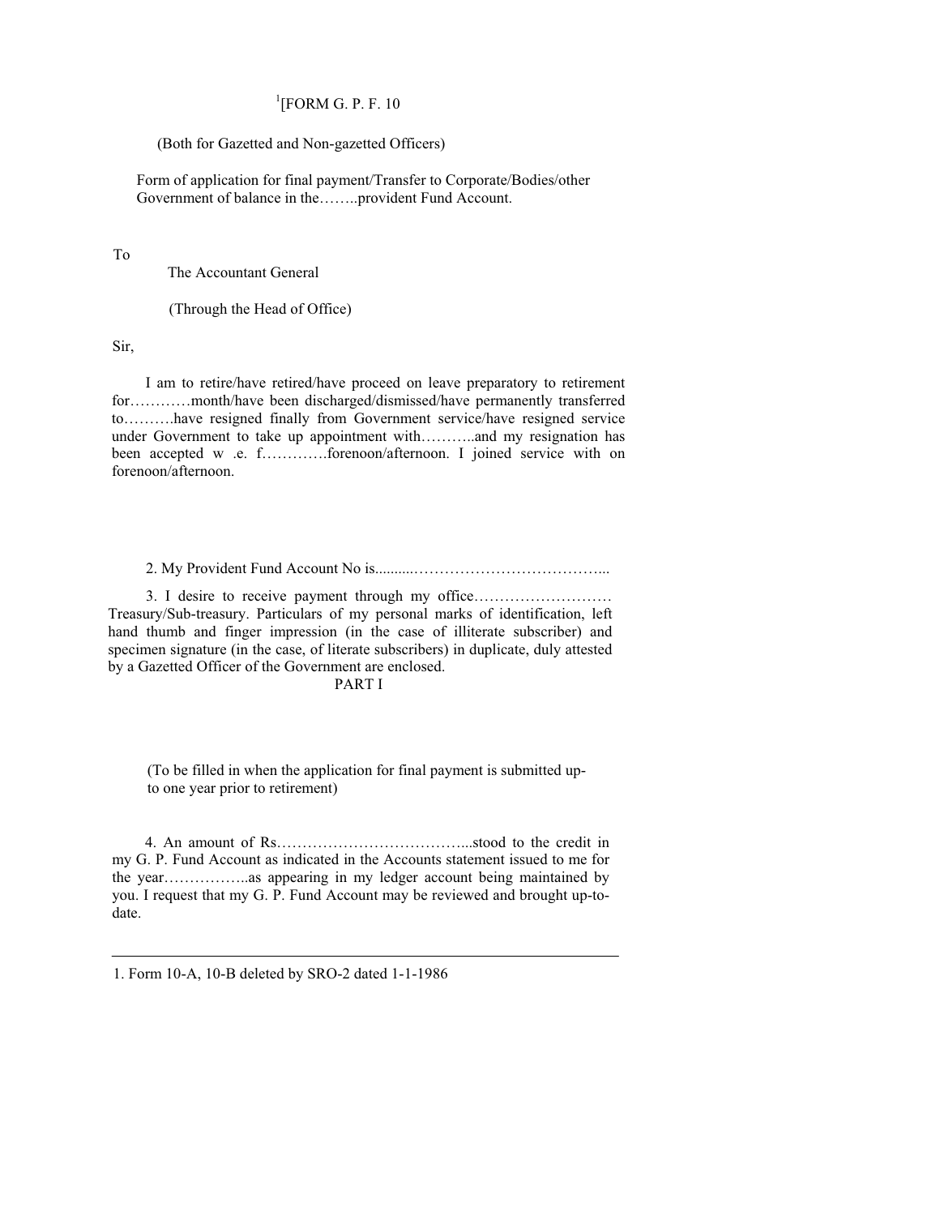[1][FORM G. P. F. 10

(Both for Gazetted and Non-gazetted Officers)

Form of application for final payment/Transfer to Corporate/Bodies/other Government of balance in the……..provident Fund Account.

To

The Accountant General

(Through the Head of Office)

Sir,

I am to retire/have retired/have proceed on leave preparatory to retirement for…………month/have been discharged/dismissed/have permanently transferred to……….have resigned finally from Government service/have resigned service under Government to take up appointment with………..and my resignation has been accepted w .e. f………….forenoon/afternoon. I joined service with on forenoon/afternoon.

2. My Provident Fund Account No is..........………………………………...

3. I desire to receive payment through my office……………………… Treasury/Sub-treasury. Particulars of my personal marks of identification, left hand thumb and finger impression (in the case of illiterate subscriber) and specimen signature (in the case, of literate subscribers) in duplicate, duly attested by a Gazetted Officer of the Government are enclosed.

PART I

(To be filled in when the application for final payment is submitted up-to one year prior to retirement)

4. An amount of Rs………………………………...stood to the credit in my G. P. Fund Account as indicated in the Accounts statement issued to me for the year……………..as appearing in my ledger account being maintained by you. I request that my G. P. Fund Account may be reviewed and brought up-to-date.

---

1. Form 10-A, 10-B deleted by SRO-2 dated 1-1-1986